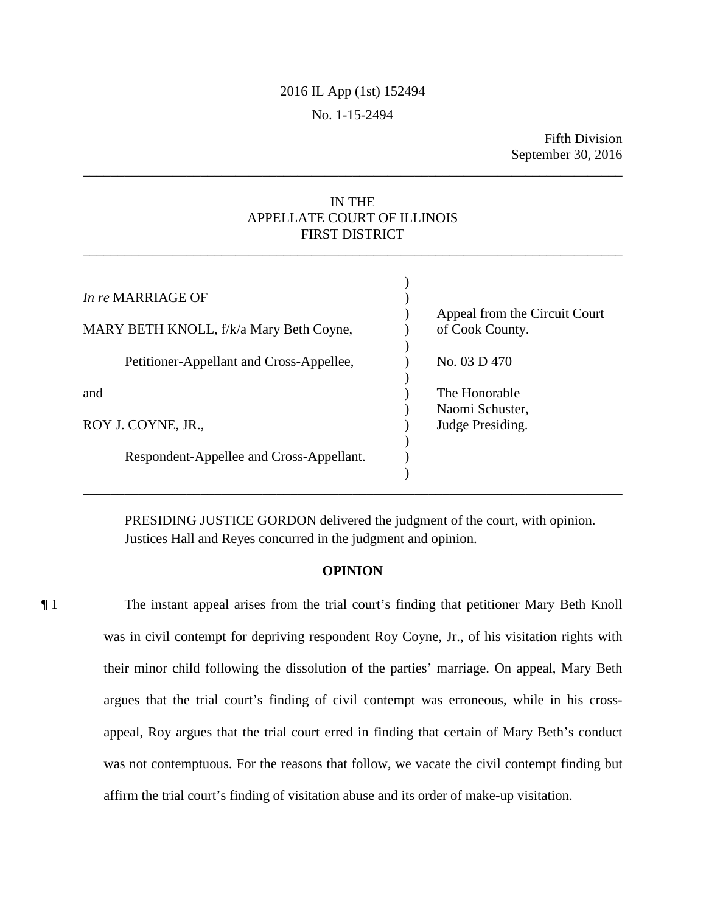2016 IL App (1st) 152494

No. 1-15-2494

Fifth Division
September 30, 2016

---

IN THE
APPELLATE COURT OF ILLINOIS
FIRST DISTRICT

---

| | |
|---|---|
| *In re* MARRIAGE OF | |
| MARY BETH KNOLL, f/k/a Mary Beth Coyne, | Appeal from the Circuit Court of Cook County. |
| Petitioner-Appellant and Cross-Appellee, | No. 03 D 470 |
| and | The Honorable Naomi Schuster, |
| ROY J. COYNE, JR., | Judge Presiding. |
| Respondent-Appellee and Cross-Appellant. | |

---

PRESIDING JUSTICE GORDON delivered the judgment of the court, with opinion.
Justices Hall and Reyes concurred in the judgment and opinion.

**OPINION**

¶ 1 The instant appeal arises from the trial court's finding that petitioner Mary Beth Knoll was in civil contempt for depriving respondent Roy Coyne, Jr., of his visitation rights with their minor child following the dissolution of the parties' marriage. On appeal, Mary Beth argues that the trial court's finding of civil contempt was erroneous, while in his cross-appeal, Roy argues that the trial court erred in finding that certain of Mary Beth's conduct was not contemptuous. For the reasons that follow, we vacate the civil contempt finding but affirm the trial court's finding of visitation abuse and its order of make-up visitation.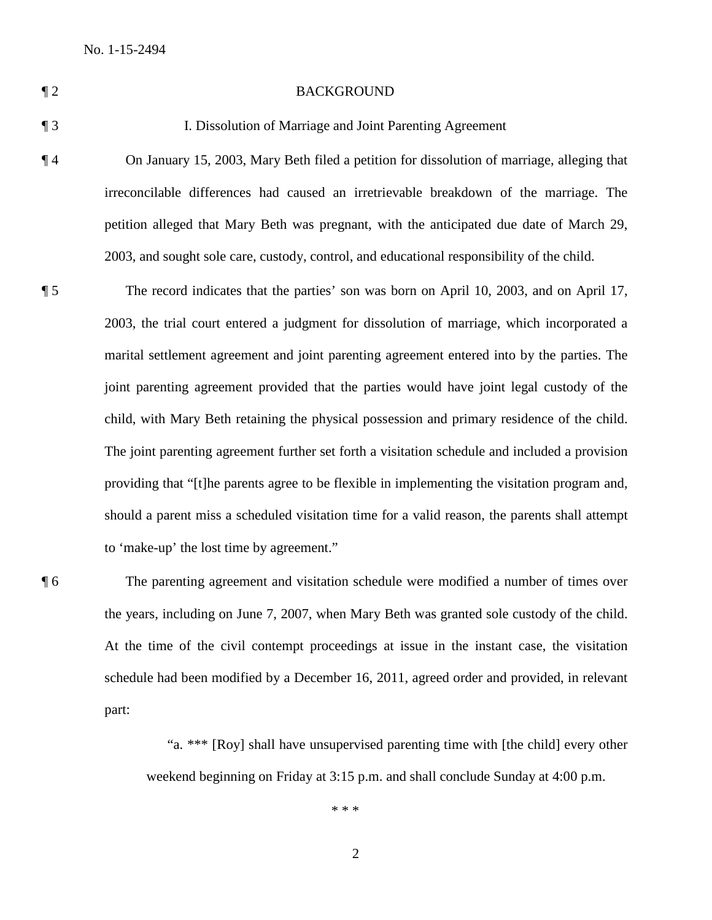¶ 2 BACKGROUND

¶ 3 I. Dissolution of Marriage and Joint Parenting Agreement

¶ 4 On January 15, 2003, Mary Beth filed a petition for dissolution of marriage, alleging that irreconcilable differences had caused an irretrievable breakdown of the marriage. The petition alleged that Mary Beth was pregnant, with the anticipated due date of March 29, 2003, and sought sole care, custody, control, and educational responsibility of the child.

¶ 5 The record indicates that the parties' son was born on April 10, 2003, and on April 17, 2003, the trial court entered a judgment for dissolution of marriage, which incorporated a marital settlement agreement and joint parenting agreement entered into by the parties. The joint parenting agreement provided that the parties would have joint legal custody of the child, with Mary Beth retaining the physical possession and primary residence of the child. The joint parenting agreement further set forth a visitation schedule and included a provision providing that "[t]he parents agree to be flexible in implementing the visitation program and, should a parent miss a scheduled visitation time for a valid reason, the parents shall attempt to 'make-up' the lost time by agreement."

¶ 6 The parenting agreement and visitation schedule were modified a number of times over the years, including on June 7, 2007, when Mary Beth was granted sole custody of the child. At the time of the civil contempt proceedings at issue in the instant case, the visitation schedule had been modified by a December 16, 2011, agreed order and provided, in relevant part:

> "a. *** [Roy] shall have unsupervised parenting time with [the child] every other weekend beginning on Friday at 3:15 p.m. and shall conclude Sunday at 4:00 p.m.
>
> * * *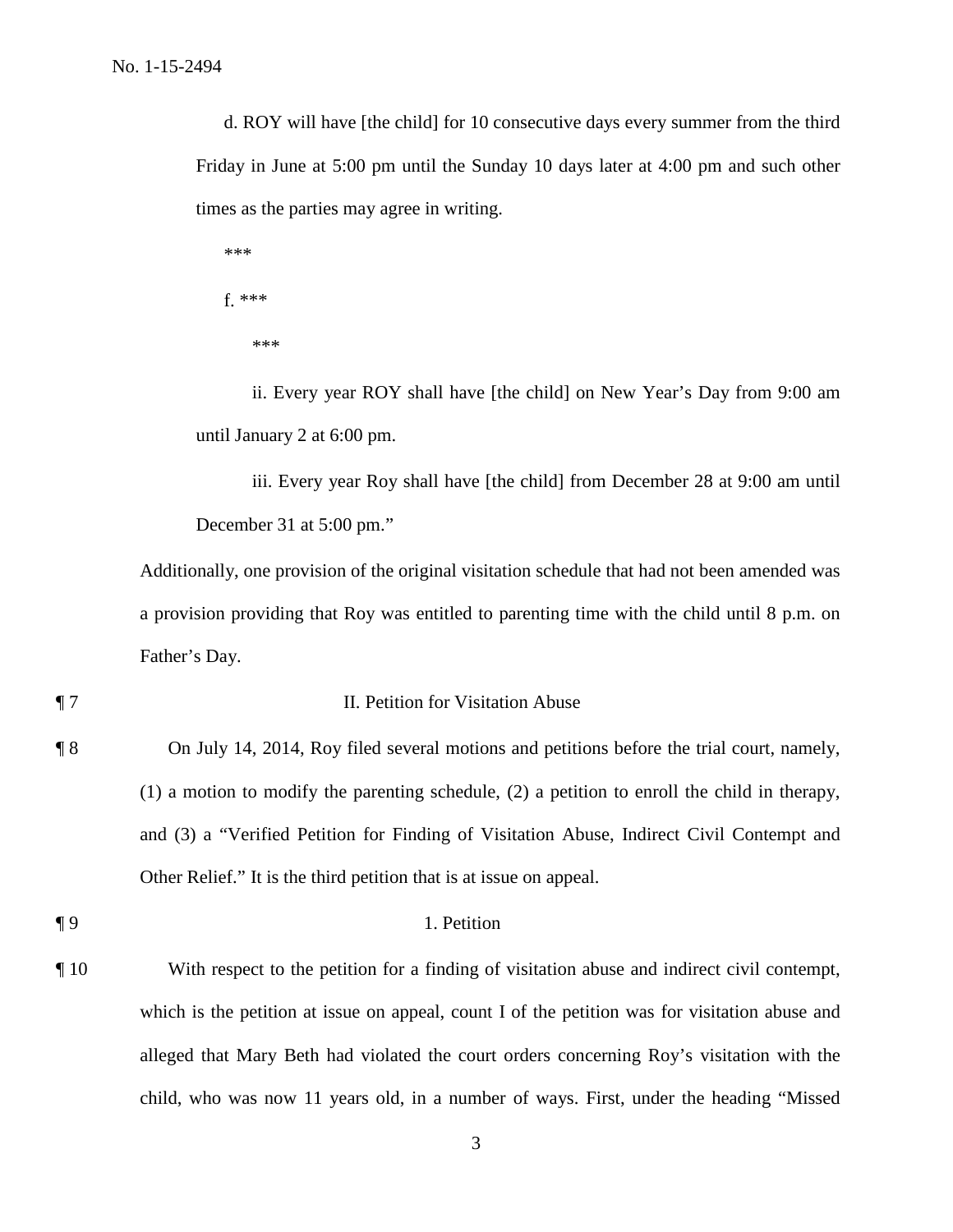d. ROY will have [the child] for 10 consecutive days every summer from the third Friday in June at 5:00 pm until the Sunday 10 days later at 4:00 pm and such other times as the parties may agree in writing.

***

f. ***

***

ii. Every year ROY shall have [the child] on New Year's Day from 9:00 am until January 2 at 6:00 pm.

iii. Every year Roy shall have [the child] from December 28 at 9:00 am until December 31 at 5:00 pm."

Additionally, one provision of the original visitation schedule that had not been amended was a provision providing that Roy was entitled to parenting time with the child until 8 p.m. on Father's Day.

¶ 7 II. Petition for Visitation Abuse

¶ 8 On July 14, 2014, Roy filed several motions and petitions before the trial court, namely, (1) a motion to modify the parenting schedule, (2) a petition to enroll the child in therapy, and (3) a "Verified Petition for Finding of Visitation Abuse, Indirect Civil Contempt and Other Relief." It is the third petition that is at issue on appeal.

¶ 9 1. Petition

¶ 10 With respect to the petition for a finding of visitation abuse and indirect civil contempt, which is the petition at issue on appeal, count I of the petition was for visitation abuse and alleged that Mary Beth had violated the court orders concerning Roy's visitation with the child, who was now 11 years old, in a number of ways. First, under the heading "Missed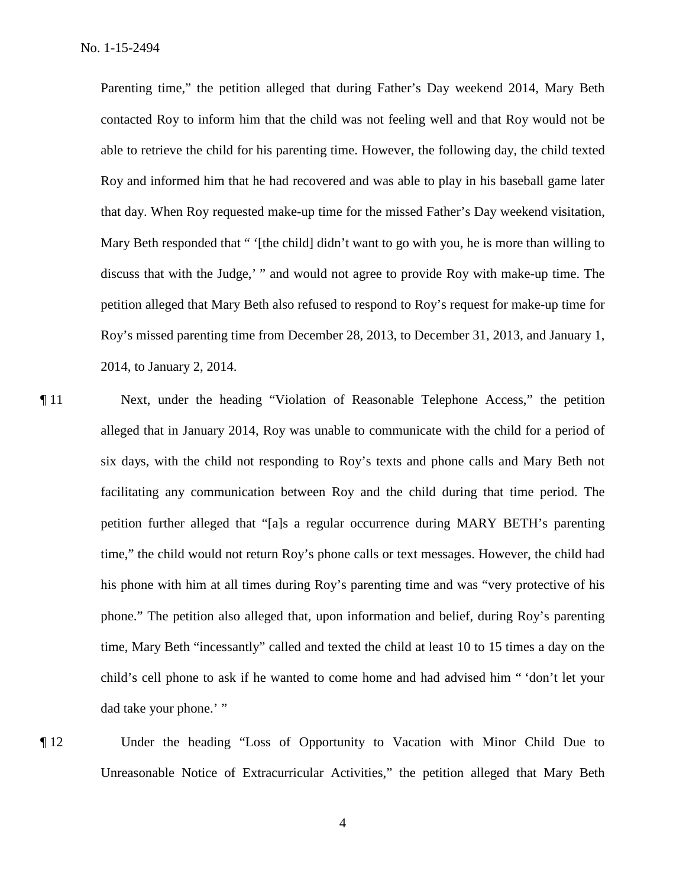Parenting time," the petition alleged that during Father's Day weekend 2014, Mary Beth contacted Roy to inform him that the child was not feeling well and that Roy would not be able to retrieve the child for his parenting time. However, the following day, the child texted Roy and informed him that he had recovered and was able to play in his baseball game later that day. When Roy requested make-up time for the missed Father's Day weekend visitation, Mary Beth responded that " '[the child] didn't want to go with you, he is more than willing to discuss that with the Judge,' " and would not agree to provide Roy with make-up time. The petition alleged that Mary Beth also refused to respond to Roy's request for make-up time for Roy's missed parenting time from December 28, 2013, to December 31, 2013, and January 1, 2014, to January 2, 2014.

¶ 11 Next, under the heading "Violation of Reasonable Telephone Access," the petition alleged that in January 2014, Roy was unable to communicate with the child for a period of six days, with the child not responding to Roy's texts and phone calls and Mary Beth not facilitating any communication between Roy and the child during that time period. The petition further alleged that "[a]s a regular occurrence during MARY BETH's parenting time," the child would not return Roy's phone calls or text messages. However, the child had his phone with him at all times during Roy's parenting time and was "very protective of his phone." The petition also alleged that, upon information and belief, during Roy's parenting time, Mary Beth "incessantly" called and texted the child at least 10 to 15 times a day on the child's cell phone to ask if he wanted to come home and had advised him " 'don't let your dad take your phone.' "

¶ 12 Under the heading "Loss of Opportunity to Vacation with Minor Child Due to Unreasonable Notice of Extracurricular Activities," the petition alleged that Mary Beth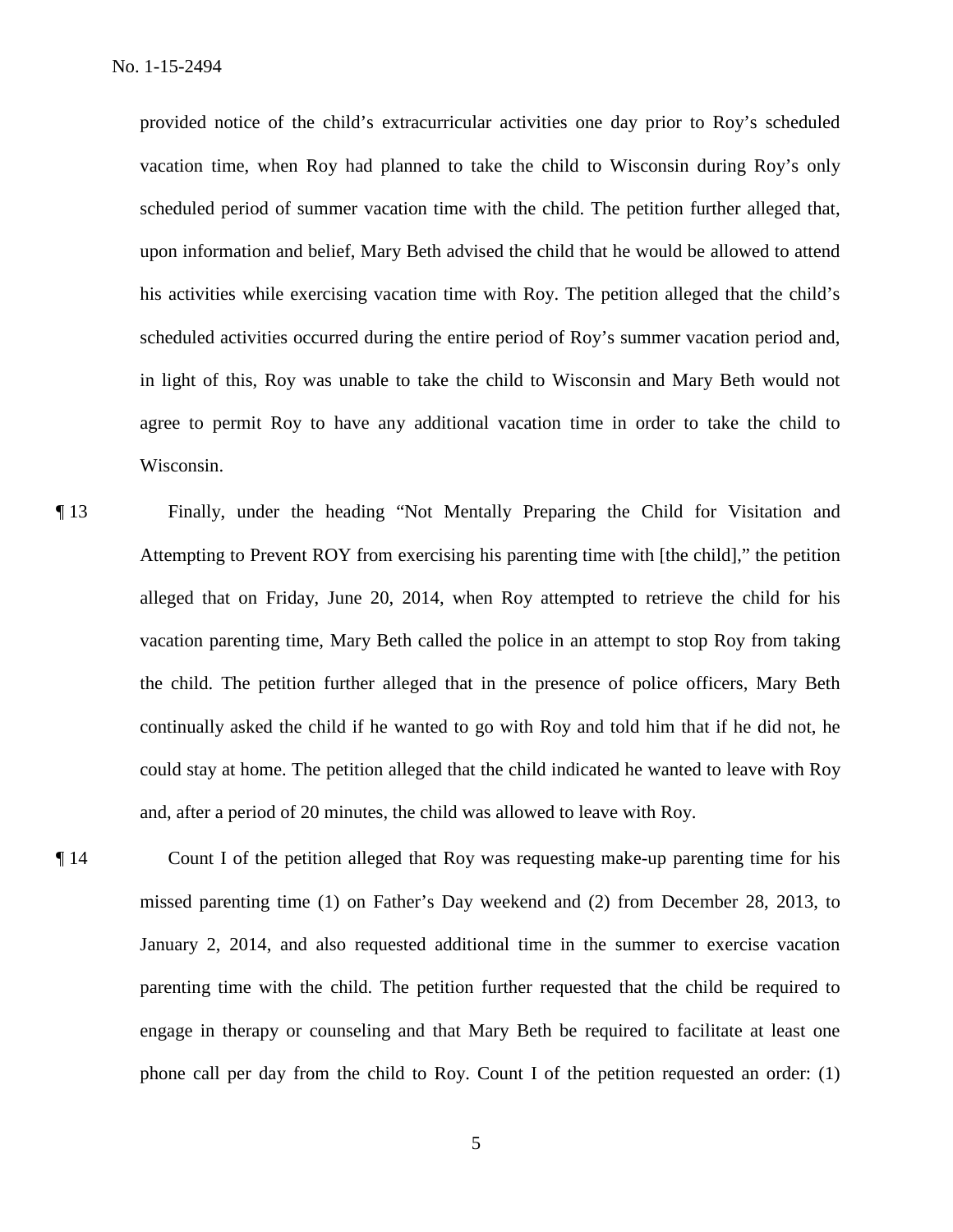provided notice of the child's extracurricular activities one day prior to Roy's scheduled vacation time, when Roy had planned to take the child to Wisconsin during Roy's only scheduled period of summer vacation time with the child. The petition further alleged that, upon information and belief, Mary Beth advised the child that he would be allowed to attend his activities while exercising vacation time with Roy. The petition alleged that the child's scheduled activities occurred during the entire period of Roy's summer vacation period and, in light of this, Roy was unable to take the child to Wisconsin and Mary Beth would not agree to permit Roy to have any additional vacation time in order to take the child to Wisconsin.

¶ 13 Finally, under the heading "Not Mentally Preparing the Child for Visitation and Attempting to Prevent ROY from exercising his parenting time with [the child]," the petition alleged that on Friday, June 20, 2014, when Roy attempted to retrieve the child for his vacation parenting time, Mary Beth called the police in an attempt to stop Roy from taking the child. The petition further alleged that in the presence of police officers, Mary Beth continually asked the child if he wanted to go with Roy and told him that if he did not, he could stay at home. The petition alleged that the child indicated he wanted to leave with Roy and, after a period of 20 minutes, the child was allowed to leave with Roy.

¶ 14 Count I of the petition alleged that Roy was requesting make-up parenting time for his missed parenting time (1) on Father's Day weekend and (2) from December 28, 2013, to January 2, 2014, and also requested additional time in the summer to exercise vacation parenting time with the child. The petition further requested that the child be required to engage in therapy or counseling and that Mary Beth be required to facilitate at least one phone call per day from the child to Roy. Count I of the petition requested an order: (1)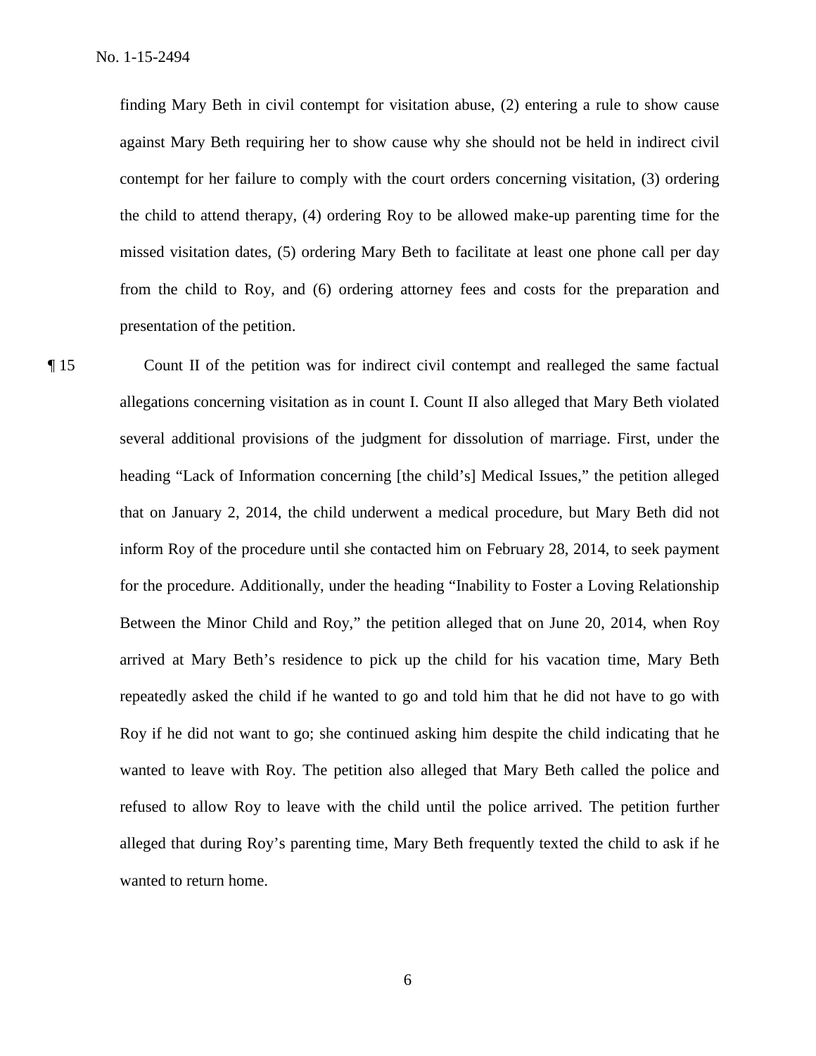finding Mary Beth in civil contempt for visitation abuse, (2) entering a rule to show cause against Mary Beth requiring her to show cause why she should not be held in indirect civil contempt for her failure to comply with the court orders concerning visitation, (3) ordering the child to attend therapy, (4) ordering Roy to be allowed make-up parenting time for the missed visitation dates, (5) ordering Mary Beth to facilitate at least one phone call per day from the child to Roy, and (6) ordering attorney fees and costs for the preparation and presentation of the petition.

¶ 15 Count II of the petition was for indirect civil contempt and realleged the same factual allegations concerning visitation as in count I. Count II also alleged that Mary Beth violated several additional provisions of the judgment for dissolution of marriage. First, under the heading "Lack of Information concerning [the child's] Medical Issues," the petition alleged that on January 2, 2014, the child underwent a medical procedure, but Mary Beth did not inform Roy of the procedure until she contacted him on February 28, 2014, to seek payment for the procedure. Additionally, under the heading "Inability to Foster a Loving Relationship Between the Minor Child and Roy," the petition alleged that on June 20, 2014, when Roy arrived at Mary Beth's residence to pick up the child for his vacation time, Mary Beth repeatedly asked the child if he wanted to go and told him that he did not have to go with Roy if he did not want to go; she continued asking him despite the child indicating that he wanted to leave with Roy. The petition also alleged that Mary Beth called the police and refused to allow Roy to leave with the child until the police arrived. The petition further alleged that during Roy's parenting time, Mary Beth frequently texted the child to ask if he wanted to return home.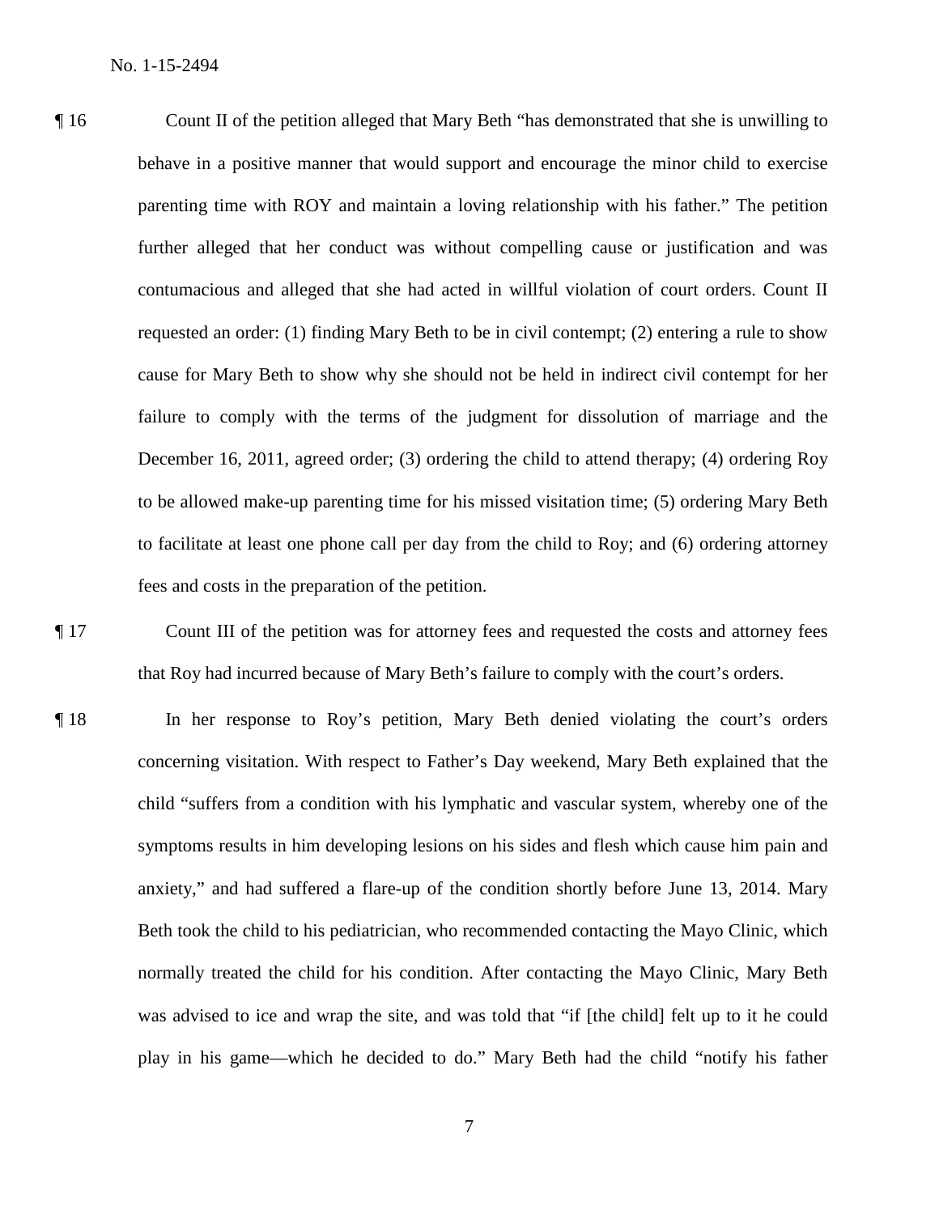¶ 16 Count II of the petition alleged that Mary Beth "has demonstrated that she is unwilling to behave in a positive manner that would support and encourage the minor child to exercise parenting time with ROY and maintain a loving relationship with his father." The petition further alleged that her conduct was without compelling cause or justification and was contumacious and alleged that she had acted in willful violation of court orders. Count II requested an order: (1) finding Mary Beth to be in civil contempt; (2) entering a rule to show cause for Mary Beth to show why she should not be held in indirect civil contempt for her failure to comply with the terms of the judgment for dissolution of marriage and the December 16, 2011, agreed order; (3) ordering the child to attend therapy; (4) ordering Roy to be allowed make-up parenting time for his missed visitation time; (5) ordering Mary Beth to facilitate at least one phone call per day from the child to Roy; and (6) ordering attorney fees and costs in the preparation of the petition.

¶ 17 Count III of the petition was for attorney fees and requested the costs and attorney fees that Roy had incurred because of Mary Beth's failure to comply with the court's orders.

¶ 18 In her response to Roy's petition, Mary Beth denied violating the court's orders concerning visitation. With respect to Father's Day weekend, Mary Beth explained that the child "suffers from a condition with his lymphatic and vascular system, whereby one of the symptoms results in him developing lesions on his sides and flesh which cause him pain and anxiety," and had suffered a flare-up of the condition shortly before June 13, 2014. Mary Beth took the child to his pediatrician, who recommended contacting the Mayo Clinic, which normally treated the child for his condition. After contacting the Mayo Clinic, Mary Beth was advised to ice and wrap the site, and was told that "if [the child] felt up to it he could play in his game—which he decided to do." Mary Beth had the child "notify his father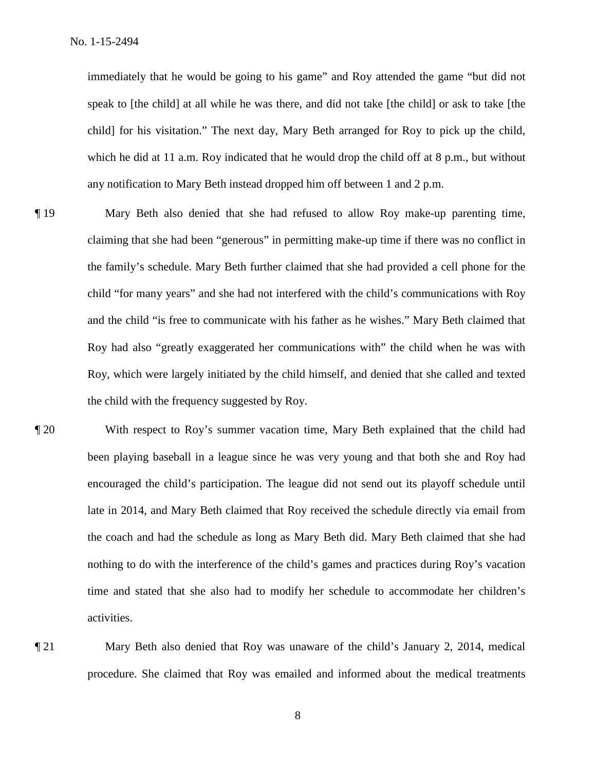immediately that he would be going to his game" and Roy attended the game "but did not speak to [the child] at all while he was there, and did not take [the child] or ask to take [the child] for his visitation." The next day, Mary Beth arranged for Roy to pick up the child, which he did at 11 a.m. Roy indicated that he would drop the child off at 8 p.m., but without any notification to Mary Beth instead dropped him off between 1 and 2 p.m.

¶ 19 Mary Beth also denied that she had refused to allow Roy make-up parenting time, claiming that she had been "generous" in permitting make-up time if there was no conflict in the family's schedule. Mary Beth further claimed that she had provided a cell phone for the child "for many years" and she had not interfered with the child's communications with Roy and the child "is free to communicate with his father as he wishes." Mary Beth claimed that Roy had also "greatly exaggerated her communications with" the child when he was with Roy, which were largely initiated by the child himself, and denied that she called and texted the child with the frequency suggested by Roy.

¶ 20 With respect to Roy's summer vacation time, Mary Beth explained that the child had been playing baseball in a league since he was very young and that both she and Roy had encouraged the child's participation. The league did not send out its playoff schedule until late in 2014, and Mary Beth claimed that Roy received the schedule directly via email from the coach and had the schedule as long as Mary Beth did. Mary Beth claimed that she had nothing to do with the interference of the child's games and practices during Roy's vacation time and stated that she also had to modify her schedule to accommodate her children's activities.

¶ 21 Mary Beth also denied that Roy was unaware of the child's January 2, 2014, medical procedure. She claimed that Roy was emailed and informed about the medical treatments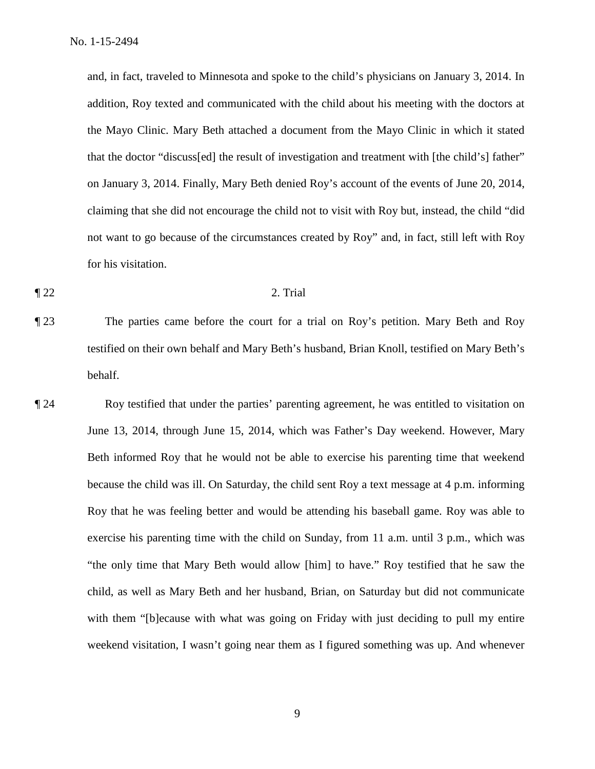and, in fact, traveled to Minnesota and spoke to the child's physicians on January 3, 2014. In addition, Roy texted and communicated with the child about his meeting with the doctors at the Mayo Clinic. Mary Beth attached a document from the Mayo Clinic in which it stated that the doctor "discuss[ed] the result of investigation and treatment with [the child's] father" on January 3, 2014. Finally, Mary Beth denied Roy's account of the events of June 20, 2014, claiming that she did not encourage the child not to visit with Roy but, instead, the child "did not want to go because of the circumstances created by Roy" and, in fact, still left with Roy for his visitation.

¶ 22 2. Trial

¶ 23 The parties came before the court for a trial on Roy's petition. Mary Beth and Roy testified on their own behalf and Mary Beth's husband, Brian Knoll, testified on Mary Beth's behalf.

¶ 24 Roy testified that under the parties' parenting agreement, he was entitled to visitation on June 13, 2014, through June 15, 2014, which was Father's Day weekend. However, Mary Beth informed Roy that he would not be able to exercise his parenting time that weekend because the child was ill. On Saturday, the child sent Roy a text message at 4 p.m. informing Roy that he was feeling better and would be attending his baseball game. Roy was able to exercise his parenting time with the child on Sunday, from 11 a.m. until 3 p.m., which was "the only time that Mary Beth would allow [him] to have." Roy testified that he saw the child, as well as Mary Beth and her husband, Brian, on Saturday but did not communicate with them "[b]ecause with what was going on Friday with just deciding to pull my entire weekend visitation, I wasn't going near them as I figured something was up. And whenever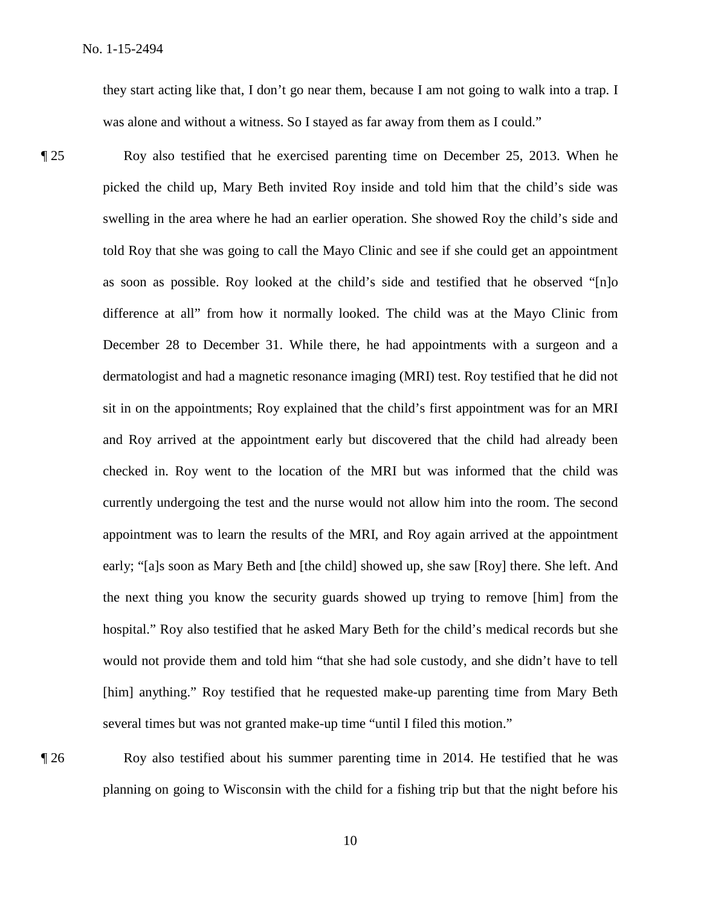they start acting like that, I don't go near them, because I am not going to walk into a trap. I was alone and without a witness. So I stayed as far away from them as I could."

¶ 25 Roy also testified that he exercised parenting time on December 25, 2013. When he picked the child up, Mary Beth invited Roy inside and told him that the child's side was swelling in the area where he had an earlier operation. She showed Roy the child's side and told Roy that she was going to call the Mayo Clinic and see if she could get an appointment as soon as possible. Roy looked at the child's side and testified that he observed "[n]o difference at all" from how it normally looked. The child was at the Mayo Clinic from December 28 to December 31. While there, he had appointments with a surgeon and a dermatologist and had a magnetic resonance imaging (MRI) test. Roy testified that he did not sit in on the appointments; Roy explained that the child's first appointment was for an MRI and Roy arrived at the appointment early but discovered that the child had already been checked in. Roy went to the location of the MRI but was informed that the child was currently undergoing the test and the nurse would not allow him into the room. The second appointment was to learn the results of the MRI, and Roy again arrived at the appointment early; "[a]s soon as Mary Beth and [the child] showed up, she saw [Roy] there. She left. And the next thing you know the security guards showed up trying to remove [him] from the hospital." Roy also testified that he asked Mary Beth for the child's medical records but she would not provide them and told him "that she had sole custody, and she didn't have to tell [him] anything." Roy testified that he requested make-up parenting time from Mary Beth several times but was not granted make-up time "until I filed this motion."

¶ 26 Roy also testified about his summer parenting time in 2014. He testified that he was planning on going to Wisconsin with the child for a fishing trip but that the night before his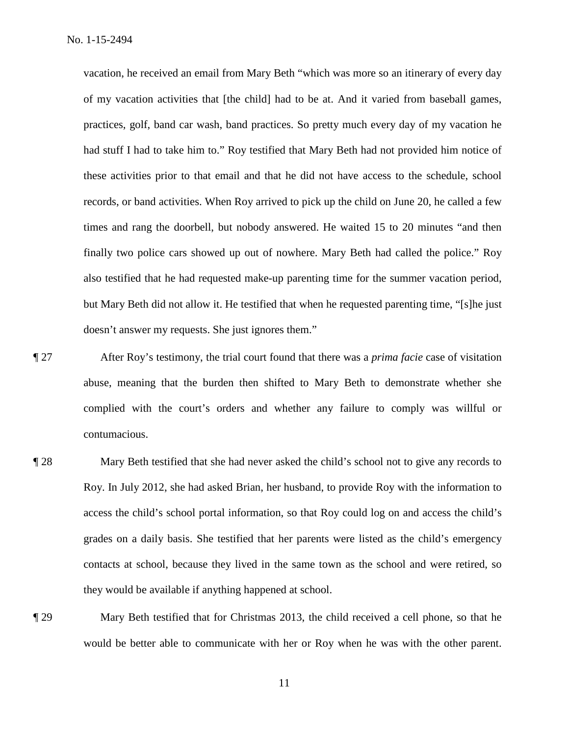vacation, he received an email from Mary Beth "which was more so an itinerary of every day of my vacation activities that [the child] had to be at. And it varied from baseball games, practices, golf, band car wash, band practices. So pretty much every day of my vacation he had stuff I had to take him to." Roy testified that Mary Beth had not provided him notice of these activities prior to that email and that he did not have access to the schedule, school records, or band activities. When Roy arrived to pick up the child on June 20, he called a few times and rang the doorbell, but nobody answered. He waited 15 to 20 minutes "and then finally two police cars showed up out of nowhere. Mary Beth had called the police." Roy also testified that he had requested make-up parenting time for the summer vacation period, but Mary Beth did not allow it. He testified that when he requested parenting time, "[s]he just doesn't answer my requests. She just ignores them."

¶ 27 After Roy's testimony, the trial court found that there was a *prima facie* case of visitation abuse, meaning that the burden then shifted to Mary Beth to demonstrate whether she complied with the court's orders and whether any failure to comply was willful or contumacious.

¶ 28 Mary Beth testified that she had never asked the child's school not to give any records to Roy. In July 2012, she had asked Brian, her husband, to provide Roy with the information to access the child's school portal information, so that Roy could log on and access the child's grades on a daily basis. She testified that her parents were listed as the child's emergency contacts at school, because they lived in the same town as the school and were retired, so they would be available if anything happened at school.

¶ 29 Mary Beth testified that for Christmas 2013, the child received a cell phone, so that he would be better able to communicate with her or Roy when he was with the other parent.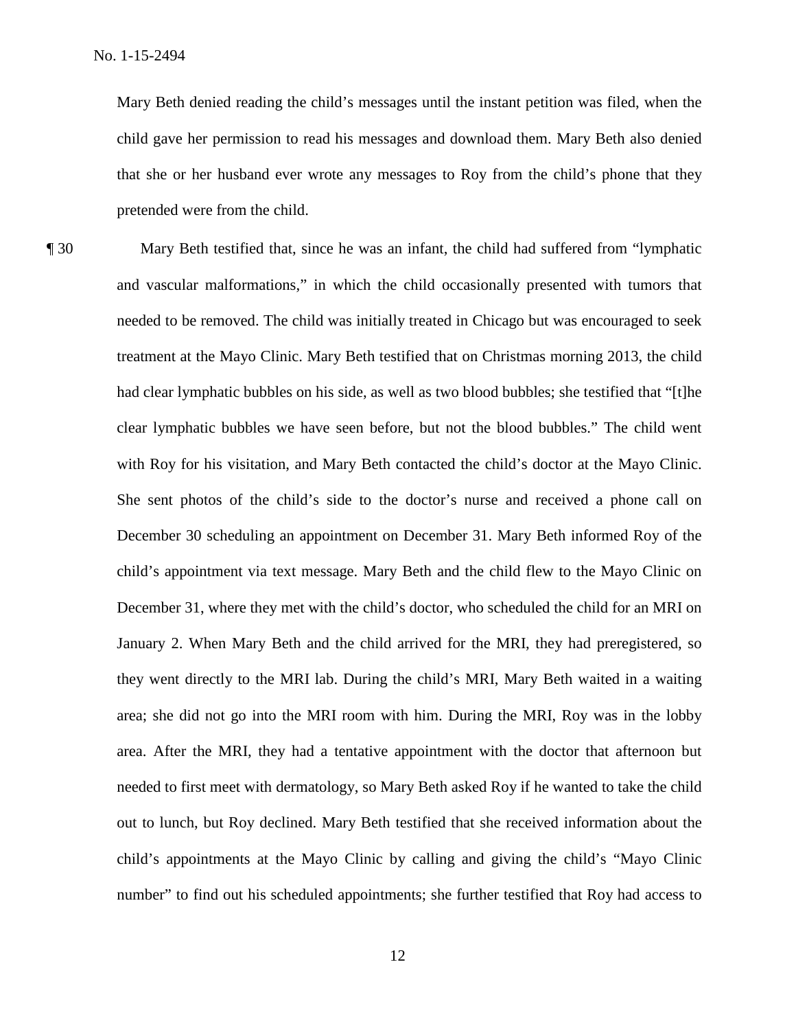Mary Beth denied reading the child's messages until the instant petition was filed, when the child gave her permission to read his messages and download them. Mary Beth also denied that she or her husband ever wrote any messages to Roy from the child's phone that they pretended were from the child.

¶ 30 Mary Beth testified that, since he was an infant, the child had suffered from "lymphatic and vascular malformations," in which the child occasionally presented with tumors that needed to be removed. The child was initially treated in Chicago but was encouraged to seek treatment at the Mayo Clinic. Mary Beth testified that on Christmas morning 2013, the child had clear lymphatic bubbles on his side, as well as two blood bubbles; she testified that "[t]he clear lymphatic bubbles we have seen before, but not the blood bubbles." The child went with Roy for his visitation, and Mary Beth contacted the child's doctor at the Mayo Clinic. She sent photos of the child's side to the doctor's nurse and received a phone call on December 30 scheduling an appointment on December 31. Mary Beth informed Roy of the child's appointment via text message. Mary Beth and the child flew to the Mayo Clinic on December 31, where they met with the child's doctor, who scheduled the child for an MRI on January 2. When Mary Beth and the child arrived for the MRI, they had preregistered, so they went directly to the MRI lab. During the child's MRI, Mary Beth waited in a waiting area; she did not go into the MRI room with him. During the MRI, Roy was in the lobby area. After the MRI, they had a tentative appointment with the doctor that afternoon but needed to first meet with dermatology, so Mary Beth asked Roy if he wanted to take the child out to lunch, but Roy declined. Mary Beth testified that she received information about the child's appointments at the Mayo Clinic by calling and giving the child's "Mayo Clinic number" to find out his scheduled appointments; she further testified that Roy had access to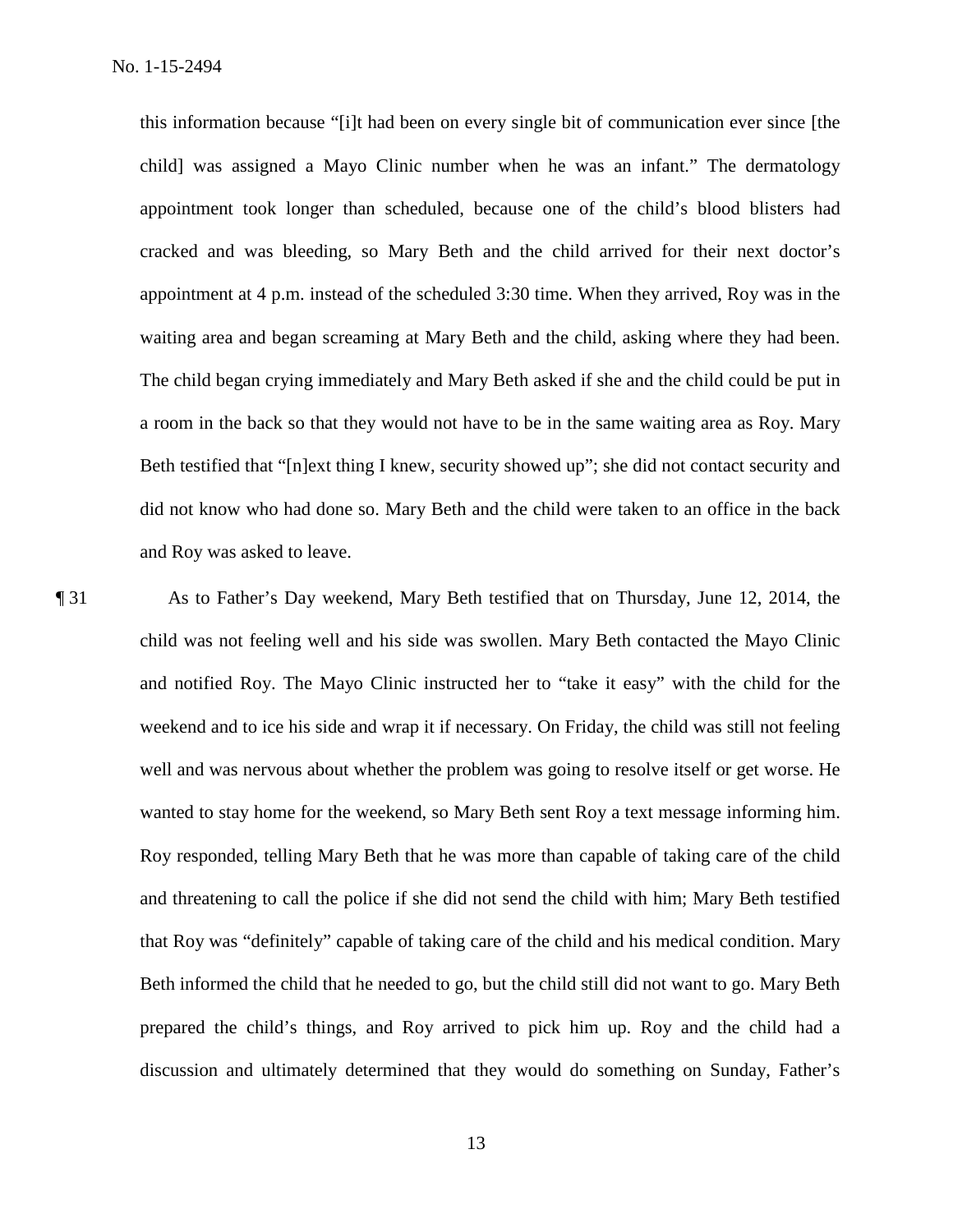this information because "[i]t had been on every single bit of communication ever since [the child] was assigned a Mayo Clinic number when he was an infant." The dermatology appointment took longer than scheduled, because one of the child's blood blisters had cracked and was bleeding, so Mary Beth and the child arrived for their next doctor's appointment at 4 p.m. instead of the scheduled 3:30 time. When they arrived, Roy was in the waiting area and began screaming at Mary Beth and the child, asking where they had been. The child began crying immediately and Mary Beth asked if she and the child could be put in a room in the back so that they would not have to be in the same waiting area as Roy. Mary Beth testified that "[n]ext thing I knew, security showed up"; she did not contact security and did not know who had done so. Mary Beth and the child were taken to an office in the back and Roy was asked to leave.

¶ 31 As to Father's Day weekend, Mary Beth testified that on Thursday, June 12, 2014, the child was not feeling well and his side was swollen. Mary Beth contacted the Mayo Clinic and notified Roy. The Mayo Clinic instructed her to "take it easy" with the child for the weekend and to ice his side and wrap it if necessary. On Friday, the child was still not feeling well and was nervous about whether the problem was going to resolve itself or get worse. He wanted to stay home for the weekend, so Mary Beth sent Roy a text message informing him. Roy responded, telling Mary Beth that he was more than capable of taking care of the child and threatening to call the police if she did not send the child with him; Mary Beth testified that Roy was "definitely" capable of taking care of the child and his medical condition. Mary Beth informed the child that he needed to go, but the child still did not want to go. Mary Beth prepared the child's things, and Roy arrived to pick him up. Roy and the child had a discussion and ultimately determined that they would do something on Sunday, Father's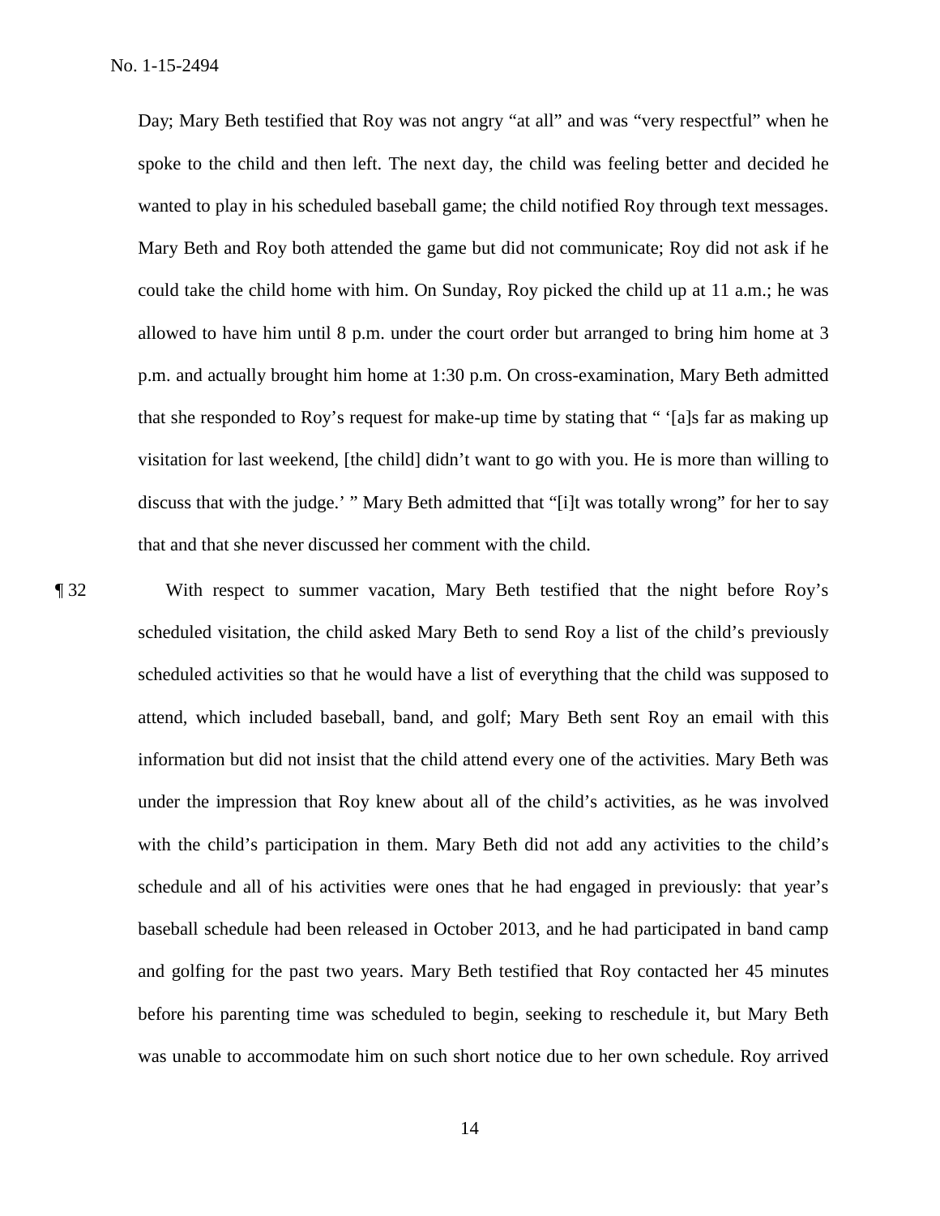Day; Mary Beth testified that Roy was not angry "at all" and was "very respectful" when he spoke to the child and then left. The next day, the child was feeling better and decided he wanted to play in his scheduled baseball game; the child notified Roy through text messages. Mary Beth and Roy both attended the game but did not communicate; Roy did not ask if he could take the child home with him. On Sunday, Roy picked the child up at 11 a.m.; he was allowed to have him until 8 p.m. under the court order but arranged to bring him home at 3 p.m. and actually brought him home at 1:30 p.m. On cross-examination, Mary Beth admitted that she responded to Roy's request for make-up time by stating that " '[a]s far as making up visitation for last weekend, [the child] didn't want to go with you. He is more than willing to discuss that with the judge.' " Mary Beth admitted that "[i]t was totally wrong" for her to say that and that she never discussed her comment with the child.

¶ 32 With respect to summer vacation, Mary Beth testified that the night before Roy's scheduled visitation, the child asked Mary Beth to send Roy a list of the child's previously scheduled activities so that he would have a list of everything that the child was supposed to attend, which included baseball, band, and golf; Mary Beth sent Roy an email with this information but did not insist that the child attend every one of the activities. Mary Beth was under the impression that Roy knew about all of the child's activities, as he was involved with the child's participation in them. Mary Beth did not add any activities to the child's schedule and all of his activities were ones that he had engaged in previously: that year's baseball schedule had been released in October 2013, and he had participated in band camp and golfing for the past two years. Mary Beth testified that Roy contacted her 45 minutes before his parenting time was scheduled to begin, seeking to reschedule it, but Mary Beth was unable to accommodate him on such short notice due to her own schedule. Roy arrived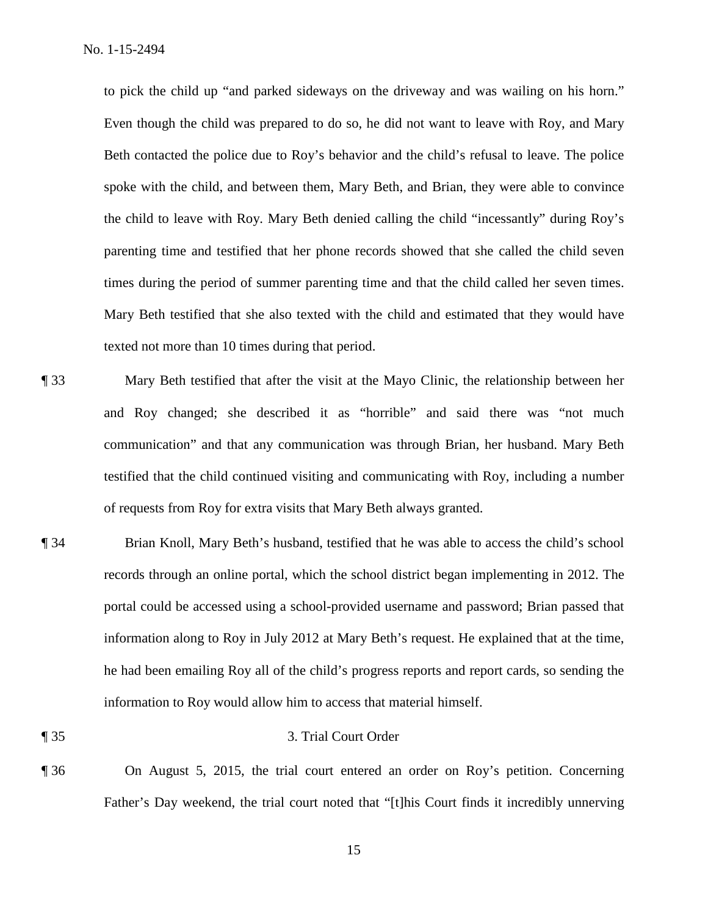to pick the child up "and parked sideways on the driveway and was wailing on his horn." Even though the child was prepared to do so, he did not want to leave with Roy, and Mary Beth contacted the police due to Roy's behavior and the child's refusal to leave. The police spoke with the child, and between them, Mary Beth, and Brian, they were able to convince the child to leave with Roy. Mary Beth denied calling the child "incessantly" during Roy's parenting time and testified that her phone records showed that she called the child seven times during the period of summer parenting time and that the child called her seven times. Mary Beth testified that she also texted with the child and estimated that they would have texted not more than 10 times during that period.

¶ 33 Mary Beth testified that after the visit at the Mayo Clinic, the relationship between her and Roy changed; she described it as "horrible" and said there was "not much communication" and that any communication was through Brian, her husband. Mary Beth testified that the child continued visiting and communicating with Roy, including a number of requests from Roy for extra visits that Mary Beth always granted.

¶ 34 Brian Knoll, Mary Beth's husband, testified that he was able to access the child's school records through an online portal, which the school district began implementing in 2012. The portal could be accessed using a school-provided username and password; Brian passed that information along to Roy in July 2012 at Mary Beth's request. He explained that at the time, he had been emailing Roy all of the child's progress reports and report cards, so sending the information to Roy would allow him to access that material himself.

¶ 35 3. Trial Court Order

¶ 36 On August 5, 2015, the trial court entered an order on Roy's petition. Concerning Father's Day weekend, the trial court noted that "[t]his Court finds it incredibly unnerving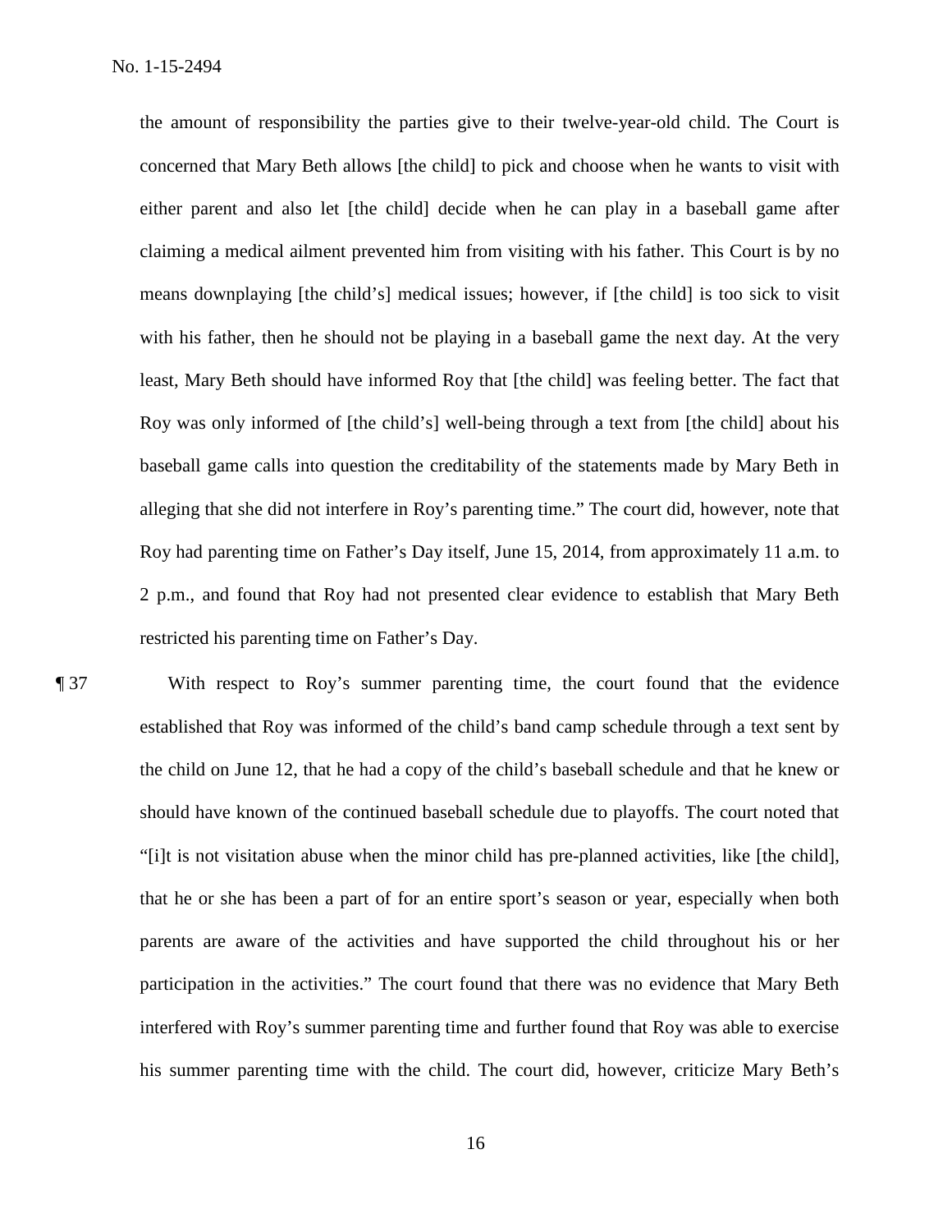the amount of responsibility the parties give to their twelve-year-old child. The Court is concerned that Mary Beth allows [the child] to pick and choose when he wants to visit with either parent and also let [the child] decide when he can play in a baseball game after claiming a medical ailment prevented him from visiting with his father. This Court is by no means downplaying [the child's] medical issues; however, if [the child] is too sick to visit with his father, then he should not be playing in a baseball game the next day. At the very least, Mary Beth should have informed Roy that [the child] was feeling better. The fact that Roy was only informed of [the child's] well-being through a text from [the child] about his baseball game calls into question the creditability of the statements made by Mary Beth in alleging that she did not interfere in Roy's parenting time." The court did, however, note that Roy had parenting time on Father's Day itself, June 15, 2014, from approximately 11 a.m. to 2 p.m., and found that Roy had not presented clear evidence to establish that Mary Beth restricted his parenting time on Father's Day.

¶ 37 With respect to Roy's summer parenting time, the court found that the evidence established that Roy was informed of the child's band camp schedule through a text sent by the child on June 12, that he had a copy of the child's baseball schedule and that he knew or should have known of the continued baseball schedule due to playoffs. The court noted that "[i]t is not visitation abuse when the minor child has pre-planned activities, like [the child], that he or she has been a part of for an entire sport's season or year, especially when both parents are aware of the activities and have supported the child throughout his or her participation in the activities." The court found that there was no evidence that Mary Beth interfered with Roy's summer parenting time and further found that Roy was able to exercise his summer parenting time with the child. The court did, however, criticize Mary Beth's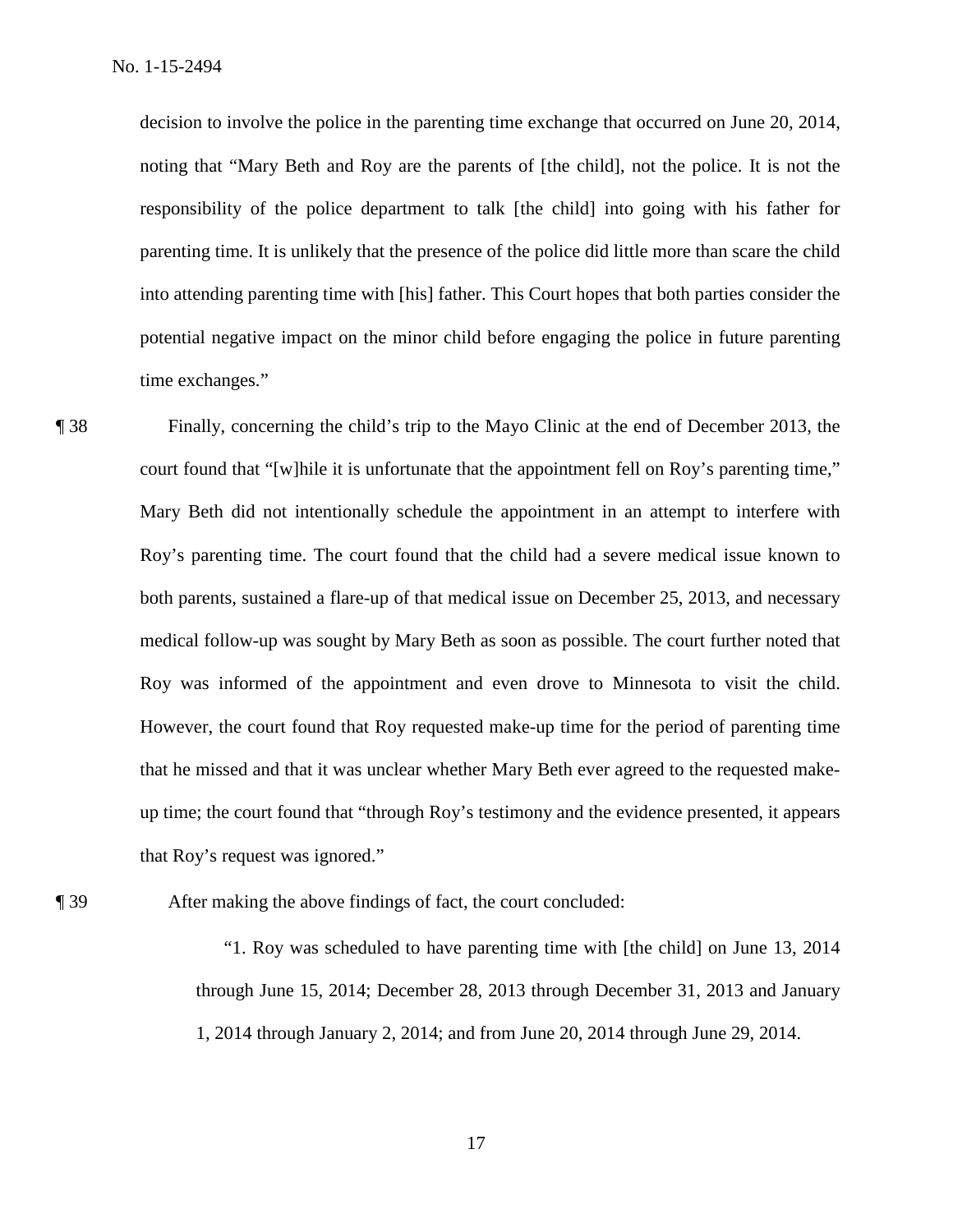decision to involve the police in the parenting time exchange that occurred on June 20, 2014, noting that "Mary Beth and Roy are the parents of [the child], not the police. It is not the responsibility of the police department to talk [the child] into going with his father for parenting time. It is unlikely that the presence of the police did little more than scare the child into attending parenting time with [his] father. This Court hopes that both parties consider the potential negative impact on the minor child before engaging the police in future parenting time exchanges."

¶ 38 Finally, concerning the child's trip to the Mayo Clinic at the end of December 2013, the court found that "[w]hile it is unfortunate that the appointment fell on Roy's parenting time," Mary Beth did not intentionally schedule the appointment in an attempt to interfere with Roy's parenting time. The court found that the child had a severe medical issue known to both parents, sustained a flare-up of that medical issue on December 25, 2013, and necessary medical follow-up was sought by Mary Beth as soon as possible. The court further noted that Roy was informed of the appointment and even drove to Minnesota to visit the child. However, the court found that Roy requested make-up time for the period of parenting time that he missed and that it was unclear whether Mary Beth ever agreed to the requested make-up time; the court found that "through Roy's testimony and the evidence presented, it appears that Roy's request was ignored."

¶ 39 After making the above findings of fact, the court concluded:

> "1. Roy was scheduled to have parenting time with [the child] on June 13, 2014 through June 15, 2014; December 28, 2013 through December 31, 2013 and January 1, 2014 through January 2, 2014; and from June 20, 2014 through June 29, 2014.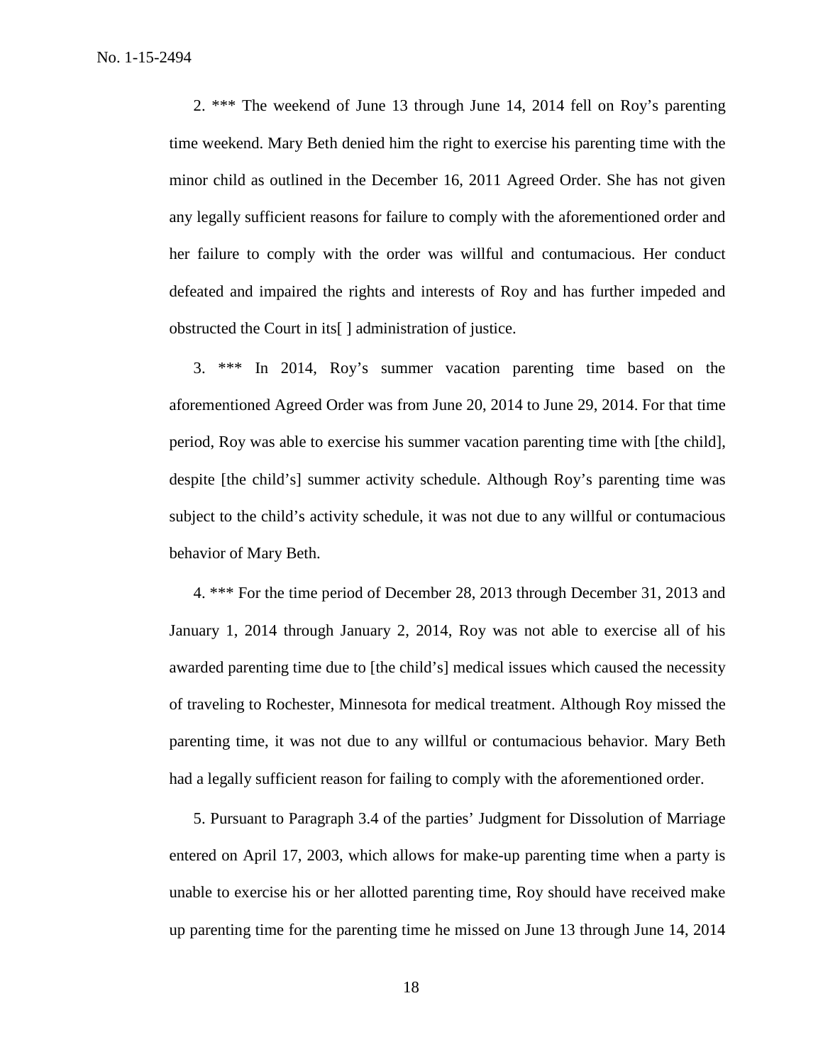2. *** The weekend of June 13 through June 14, 2014 fell on Roy's parenting time weekend. Mary Beth denied him the right to exercise his parenting time with the minor child as outlined in the December 16, 2011 Agreed Order. She has not given any legally sufficient reasons for failure to comply with the aforementioned order and her failure to comply with the order was willful and contumacious. Her conduct defeated and impaired the rights and interests of Roy and has further impeded and obstructed the Court in its[ ] administration of justice.

3. *** In 2014, Roy's summer vacation parenting time based on the aforementioned Agreed Order was from June 20, 2014 to June 29, 2014. For that time period, Roy was able to exercise his summer vacation parenting time with [the child], despite [the child's] summer activity schedule. Although Roy's parenting time was subject to the child's activity schedule, it was not due to any willful or contumacious behavior of Mary Beth.

4. *** For the time period of December 28, 2013 through December 31, 2013 and January 1, 2014 through January 2, 2014, Roy was not able to exercise all of his awarded parenting time due to [the child's] medical issues which caused the necessity of traveling to Rochester, Minnesota for medical treatment. Although Roy missed the parenting time, it was not due to any willful or contumacious behavior. Mary Beth had a legally sufficient reason for failing to comply with the aforementioned order.

5. Pursuant to Paragraph 3.4 of the parties' Judgment for Dissolution of Marriage entered on April 17, 2003, which allows for make-up parenting time when a party is unable to exercise his or her allotted parenting time, Roy should have received make up parenting time for the parenting time he missed on June 13 through June 14, 2014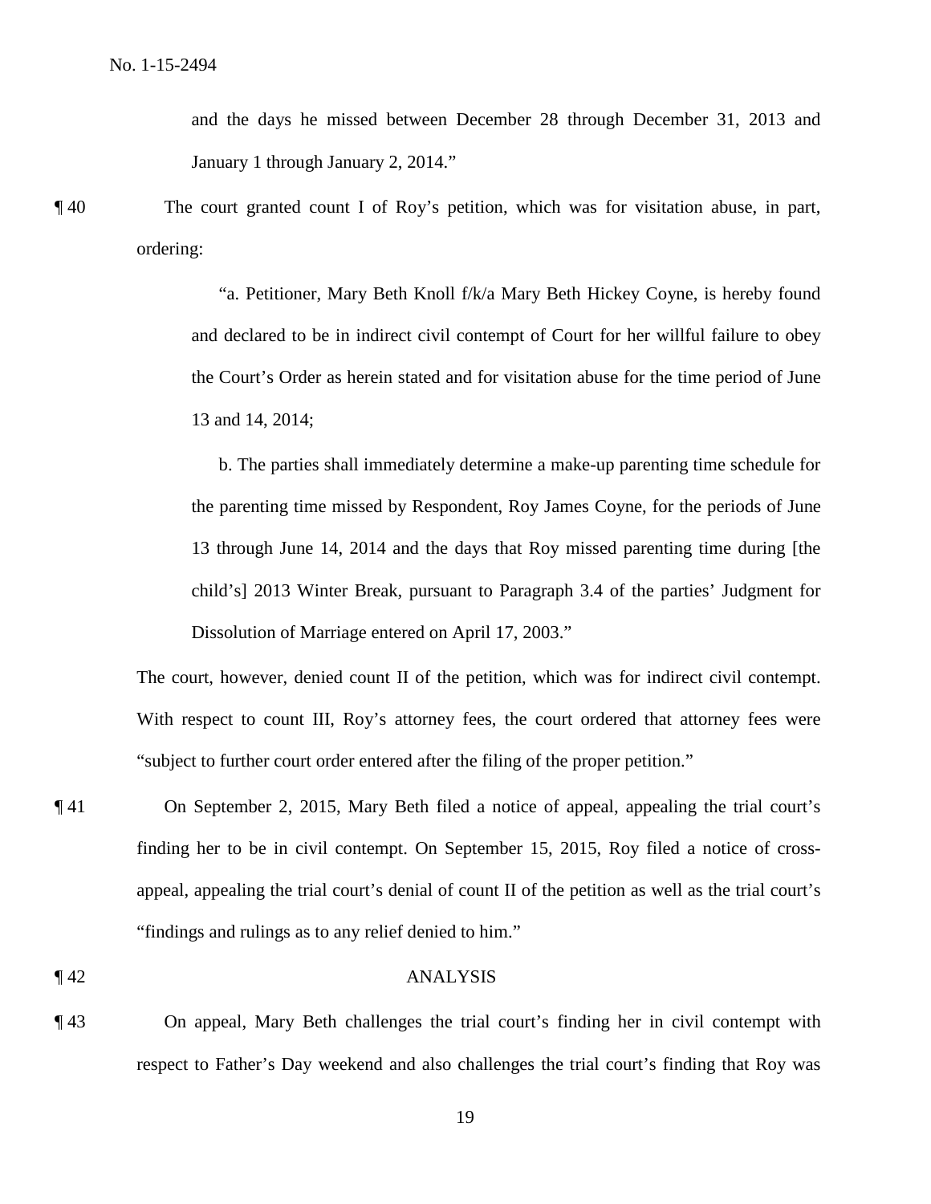and the days he missed between December 28 through December 31, 2013 and January 1 through January 2, 2014."

¶ 40 The court granted count I of Roy's petition, which was for visitation abuse, in part, ordering:

> "a. Petitioner, Mary Beth Knoll f/k/a Mary Beth Hickey Coyne, is hereby found and declared to be in indirect civil contempt of Court for her willful failure to obey the Court's Order as herein stated and for visitation abuse for the time period of June 13 and 14, 2014;
>
> b. The parties shall immediately determine a make-up parenting time schedule for the parenting time missed by Respondent, Roy James Coyne, for the periods of June 13 through June 14, 2014 and the days that Roy missed parenting time during [the child's] 2013 Winter Break, pursuant to Paragraph 3.4 of the parties' Judgment for Dissolution of Marriage entered on April 17, 2003."

The court, however, denied count II of the petition, which was for indirect civil contempt. With respect to count III, Roy's attorney fees, the court ordered that attorney fees were "subject to further court order entered after the filing of the proper petition."

¶ 41 On September 2, 2015, Mary Beth filed a notice of appeal, appealing the trial court's finding her to be in civil contempt. On September 15, 2015, Roy filed a notice of cross-appeal, appealing the trial court's denial of count II of the petition as well as the trial court's "findings and rulings as to any relief denied to him."

## ¶ 42 ANALYSIS

¶ 43 On appeal, Mary Beth challenges the trial court's finding her in civil contempt with respect to Father's Day weekend and also challenges the trial court's finding that Roy was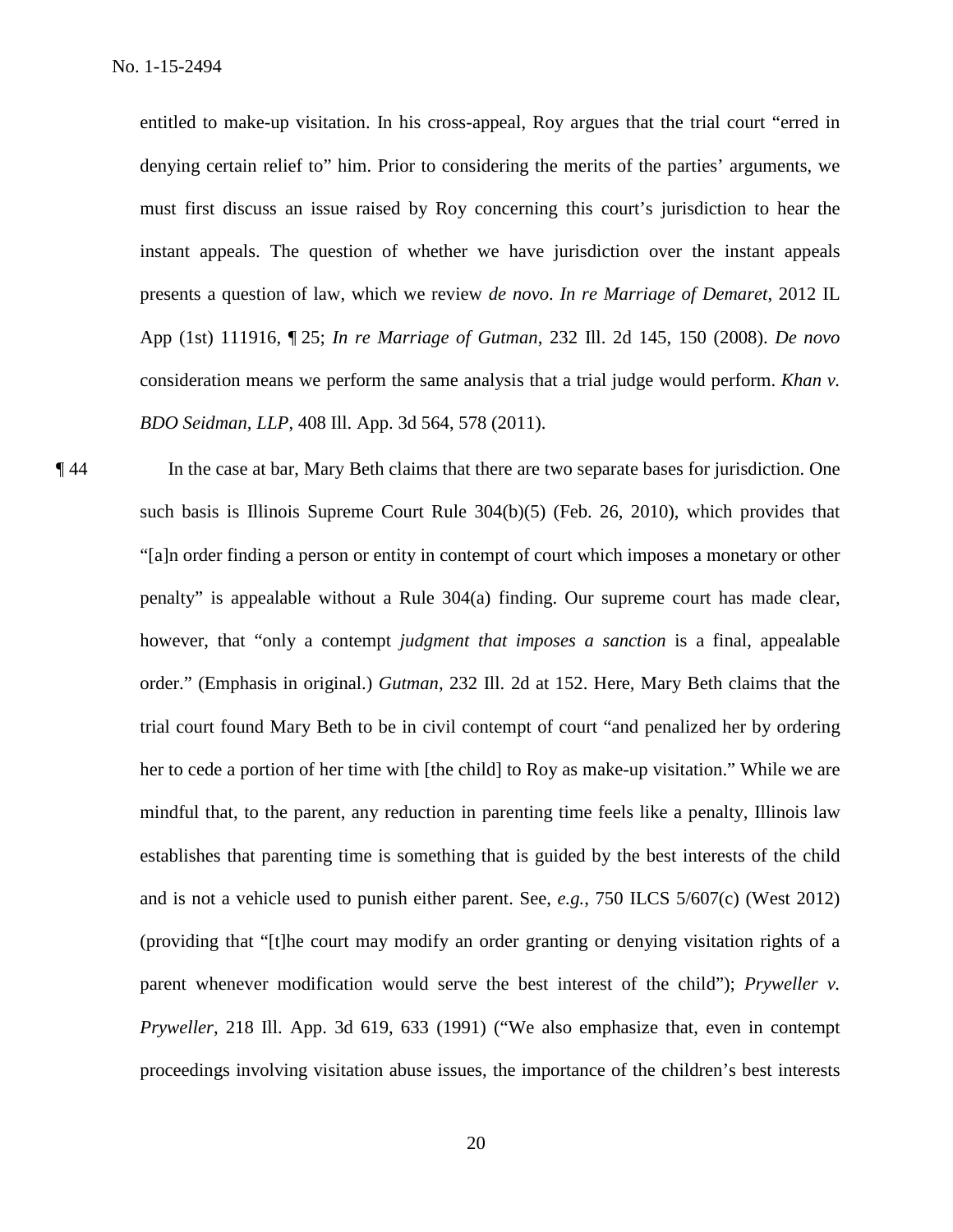entitled to make-up visitation. In his cross-appeal, Roy argues that the trial court "erred in denying certain relief to" him. Prior to considering the merits of the parties' arguments, we must first discuss an issue raised by Roy concerning this court's jurisdiction to hear the instant appeals. The question of whether we have jurisdiction over the instant appeals presents a question of law, which we review *de novo*. *In re Marriage of Demaret*, 2012 IL App (1st) 111916, ¶ 25; *In re Marriage of Gutman*, 232 Ill. 2d 145, 150 (2008). *De novo* consideration means we perform the same analysis that a trial judge would perform. *Khan v. BDO Seidman, LLP*, 408 Ill. App. 3d 564, 578 (2011).

¶ 44 In the case at bar, Mary Beth claims that there are two separate bases for jurisdiction. One such basis is Illinois Supreme Court Rule 304(b)(5) (Feb. 26, 2010), which provides that "[a]n order finding a person or entity in contempt of court which imposes a monetary or other penalty" is appealable without a Rule 304(a) finding. Our supreme court has made clear, however, that "only a contempt *judgment that imposes a sanction* is a final, appealable order." (Emphasis in original.) *Gutman*, 232 Ill. 2d at 152. Here, Mary Beth claims that the trial court found Mary Beth to be in civil contempt of court "and penalized her by ordering her to cede a portion of her time with [the child] to Roy as make-up visitation." While we are mindful that, to the parent, any reduction in parenting time feels like a penalty, Illinois law establishes that parenting time is something that is guided by the best interests of the child and is not a vehicle used to punish either parent. See, *e.g.*, 750 ILCS 5/607(c) (West 2012) (providing that "[t]he court may modify an order granting or denying visitation rights of a parent whenever modification would serve the best interest of the child"); *Pryweller v. Pryweller*, 218 Ill. App. 3d 619, 633 (1991) ("We also emphasize that, even in contempt proceedings involving visitation abuse issues, the importance of the children's best interests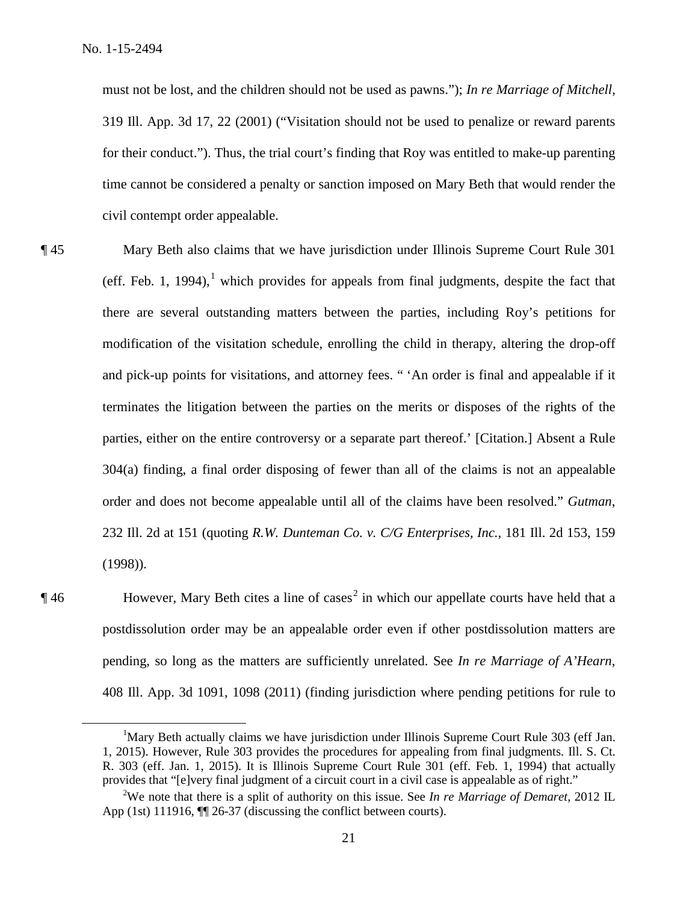must not be lost, and the children should not be used as pawns."); *In re Marriage of Mitchell*, 319 Ill. App. 3d 17, 22 (2001) ("Visitation should not be used to penalize or reward parents for their conduct."). Thus, the trial court's finding that Roy was entitled to make-up parenting time cannot be considered a penalty or sanction imposed on Mary Beth that would render the civil contempt order appealable.

¶ 45 Mary Beth also claims that we have jurisdiction under Illinois Supreme Court Rule 301 (eff. Feb. 1, 1994),[1] which provides for appeals from final judgments, despite the fact that there are several outstanding matters between the parties, including Roy's petitions for modification of the visitation schedule, enrolling the child in therapy, altering the drop-off and pick-up points for visitations, and attorney fees. " 'An order is final and appealable if it terminates the litigation between the parties on the merits or disposes of the rights of the parties, either on the entire controversy or a separate part thereof.' [Citation.] Absent a Rule 304(a) finding, a final order disposing of fewer than all of the claims is not an appealable order and does not become appealable until all of the claims have been resolved." *Gutman*, 232 Ill. 2d at 151 (quoting *R.W. Dunteman Co. v. C/G Enterprises, Inc.*, 181 Ill. 2d 153, 159 (1998)).

¶ 46 However, Mary Beth cites a line of cases[2] in which our appellate courts have held that a postdissolution order may be an appealable order even if other postdissolution matters are pending, so long as the matters are sufficiently unrelated. See *In re Marriage of A'Hearn*, 408 Ill. App. 3d 1091, 1098 (2011) (finding jurisdiction where pending petitions for rule to

---

[1] Mary Beth actually claims we have jurisdiction under Illinois Supreme Court Rule 303 (eff Jan. 1, 2015). However, Rule 303 provides the procedures for appealing from final judgments. Ill. S. Ct. R. 303 (eff. Jan. 1, 2015). It is Illinois Supreme Court Rule 301 (eff. Feb. 1, 1994) that actually provides that "[e]very final judgment of a circuit court in a civil case is appealable as of right."

[2] We note that there is a split of authority on this issue. See *In re Marriage of Demaret*, 2012 IL App (1st) 111916, ¶¶ 26-37 (discussing the conflict between courts).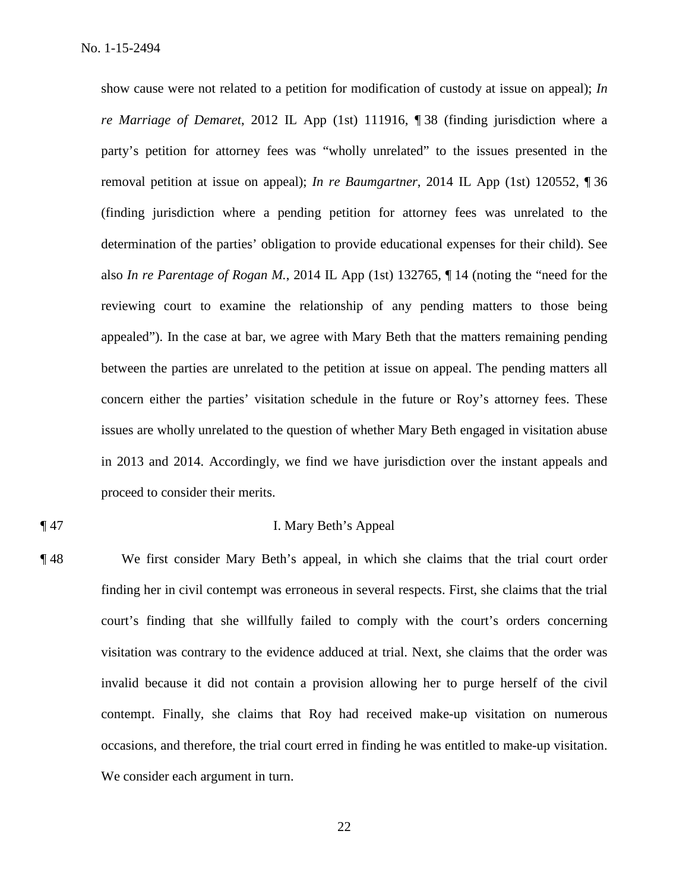show cause were not related to a petition for modification of custody at issue on appeal); *In re Marriage of Demaret*, 2012 IL App (1st) 111916, ¶ 38 (finding jurisdiction where a party's petition for attorney fees was "wholly unrelated" to the issues presented in the removal petition at issue on appeal); *In re Baumgartner*, 2014 IL App (1st) 120552, ¶ 36 (finding jurisdiction where a pending petition for attorney fees was unrelated to the determination of the parties' obligation to provide educational expenses for their child). See also *In re Parentage of Rogan M.*, 2014 IL App (1st) 132765, ¶ 14 (noting the "need for the reviewing court to examine the relationship of any pending matters to those being appealed"). In the case at bar, we agree with Mary Beth that the matters remaining pending between the parties are unrelated to the petition at issue on appeal. The pending matters all concern either the parties' visitation schedule in the future or Roy's attorney fees. These issues are wholly unrelated to the question of whether Mary Beth engaged in visitation abuse in 2013 and 2014. Accordingly, we find we have jurisdiction over the instant appeals and proceed to consider their merits.

¶ 47 I. Mary Beth's Appeal

¶ 48 We first consider Mary Beth's appeal, in which she claims that the trial court order finding her in civil contempt was erroneous in several respects. First, she claims that the trial court's finding that she willfully failed to comply with the court's orders concerning visitation was contrary to the evidence adduced at trial. Next, she claims that the order was invalid because it did not contain a provision allowing her to purge herself of the civil contempt. Finally, she claims that Roy had received make-up visitation on numerous occasions, and therefore, the trial court erred in finding he was entitled to make-up visitation. We consider each argument in turn.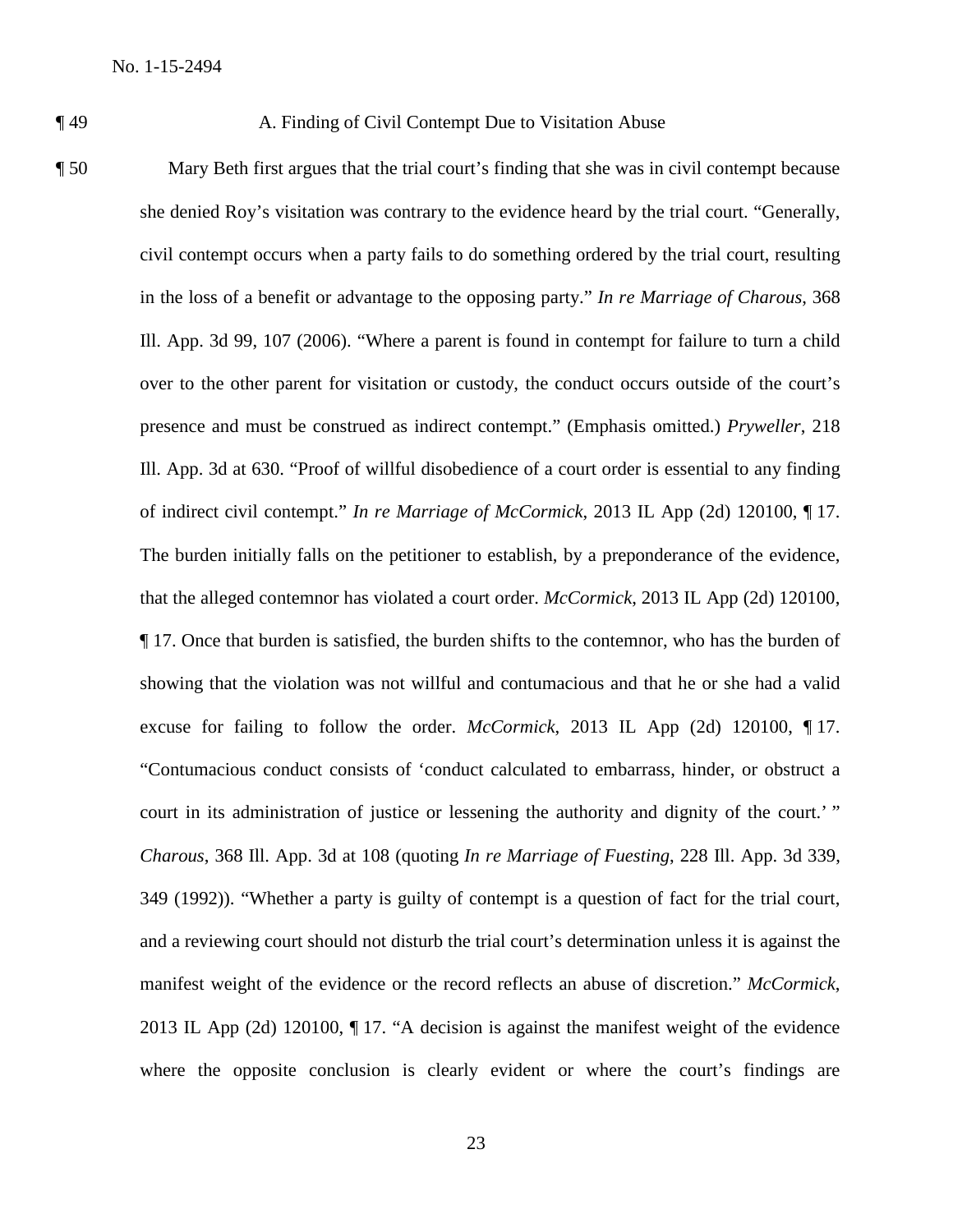¶ 49 A. Finding of Civil Contempt Due to Visitation Abuse

¶ 50 Mary Beth first argues that the trial court's finding that she was in civil contempt because she denied Roy's visitation was contrary to the evidence heard by the trial court. "Generally, civil contempt occurs when a party fails to do something ordered by the trial court, resulting in the loss of a benefit or advantage to the opposing party." *In re Marriage of Charous*, 368 Ill. App. 3d 99, 107 (2006). "Where a parent is found in contempt for failure to turn a child over to the other parent for visitation or custody, the conduct occurs outside of the court's presence and must be construed as indirect contempt." (Emphasis omitted.) *Pryweller*, 218 Ill. App. 3d at 630. "Proof of willful disobedience of a court order is essential to any finding of indirect civil contempt." *In re Marriage of McCormick*, 2013 IL App (2d) 120100, ¶ 17. The burden initially falls on the petitioner to establish, by a preponderance of the evidence, that the alleged contemnor has violated a court order. *McCormick*, 2013 IL App (2d) 120100, ¶ 17. Once that burden is satisfied, the burden shifts to the contemnor, who has the burden of showing that the violation was not willful and contumacious and that he or she had a valid excuse for failing to follow the order. *McCormick*, 2013 IL App (2d) 120100, ¶ 17. "Contumacious conduct consists of 'conduct calculated to embarrass, hinder, or obstruct a court in its administration of justice or lessening the authority and dignity of the court.' " *Charous*, 368 Ill. App. 3d at 108 (quoting *In re Marriage of Fuesting*, 228 Ill. App. 3d 339, 349 (1992)). "Whether a party is guilty of contempt is a question of fact for the trial court, and a reviewing court should not disturb the trial court's determination unless it is against the manifest weight of the evidence or the record reflects an abuse of discretion." *McCormick*, 2013 IL App (2d) 120100, ¶ 17. "A decision is against the manifest weight of the evidence where the opposite conclusion is clearly evident or where the court's findings are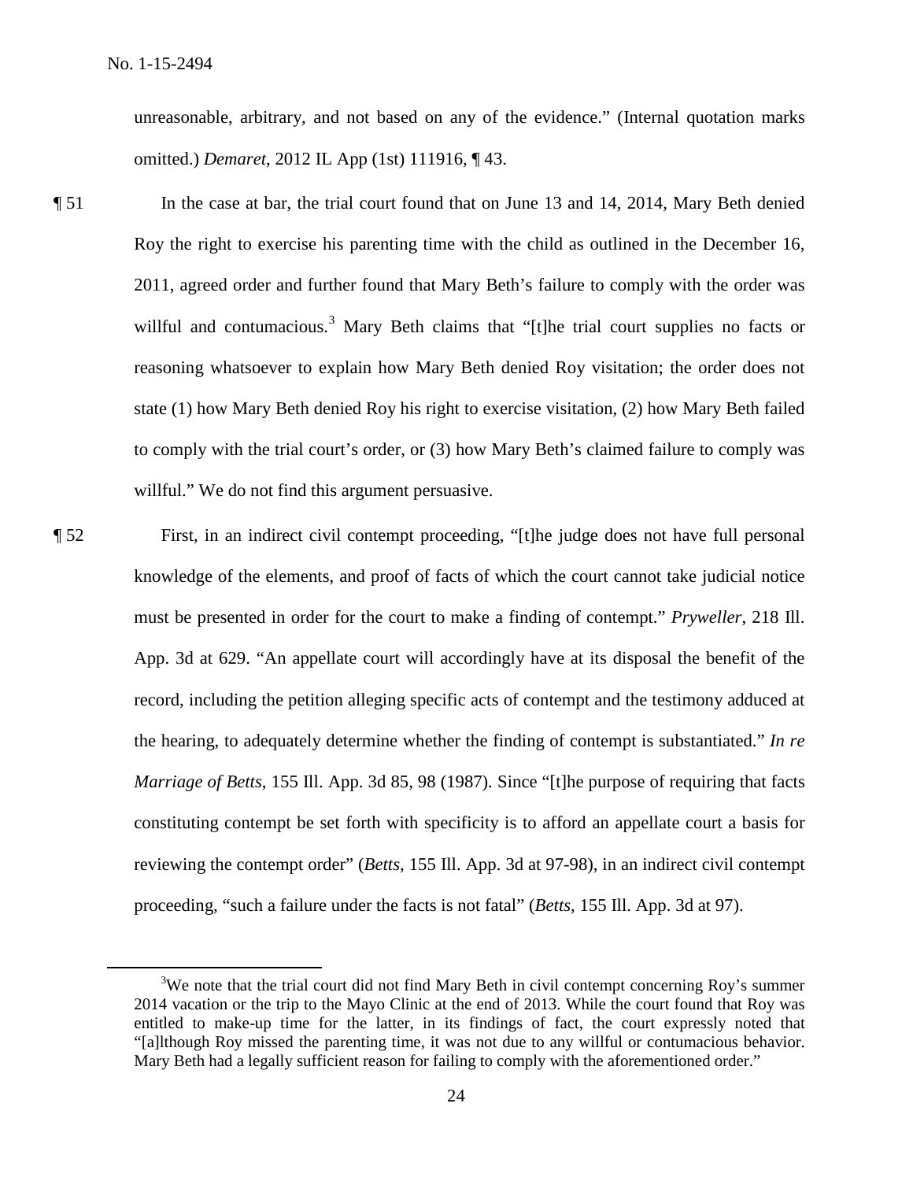unreasonable, arbitrary, and not based on any of the evidence." (Internal quotation marks omitted.) *Demaret*, 2012 IL App (1st) 111916, ¶ 43.

¶ 51 In the case at bar, the trial court found that on June 13 and 14, 2014, Mary Beth denied Roy the right to exercise his parenting time with the child as outlined in the December 16, 2011, agreed order and further found that Mary Beth's failure to comply with the order was willful and contumacious.[3] Mary Beth claims that "[t]he trial court supplies no facts or reasoning whatsoever to explain how Mary Beth denied Roy visitation; the order does not state (1) how Mary Beth denied Roy his right to exercise visitation, (2) how Mary Beth failed to comply with the trial court's order, or (3) how Mary Beth's claimed failure to comply was willful." We do not find this argument persuasive.

¶ 52 First, in an indirect civil contempt proceeding, "[t]he judge does not have full personal knowledge of the elements, and proof of facts of which the court cannot take judicial notice must be presented in order for the court to make a finding of contempt." *Pryweller*, 218 Ill. App. 3d at 629. "An appellate court will accordingly have at its disposal the benefit of the record, including the petition alleging specific acts of contempt and the testimony adduced at the hearing, to adequately determine whether the finding of contempt is substantiated." *In re Marriage of Betts*, 155 Ill. App. 3d 85, 98 (1987). Since "[t]he purpose of requiring that facts constituting contempt be set forth with specificity is to afford an appellate court a basis for reviewing the contempt order" (*Betts*, 155 Ill. App. 3d at 97-98), in an indirect civil contempt proceeding, "such a failure under the facts is not fatal" (*Betts*, 155 Ill. App. 3d at 97).

[3]We note that the trial court did not find Mary Beth in civil contempt concerning Roy's summer 2014 vacation or the trip to the Mayo Clinic at the end of 2013. While the court found that Roy was entitled to make-up time for the latter, in its findings of fact, the court expressly noted that "[a]lthough Roy missed the parenting time, it was not due to any willful or contumacious behavior. Mary Beth had a legally sufficient reason for failing to comply with the aforementioned order."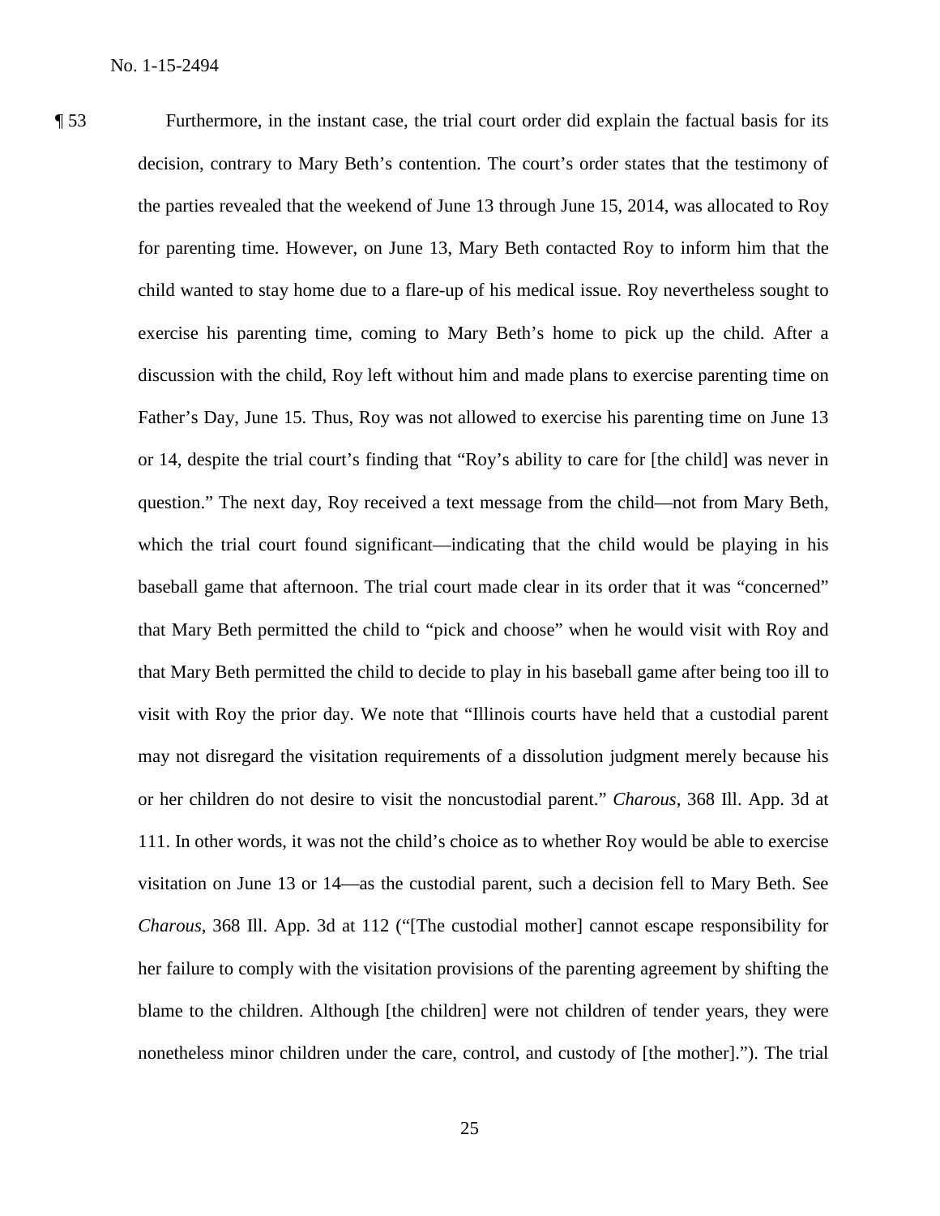¶ 53 Furthermore, in the instant case, the trial court order did explain the factual basis for its decision, contrary to Mary Beth's contention. The court's order states that the testimony of the parties revealed that the weekend of June 13 through June 15, 2014, was allocated to Roy for parenting time. However, on June 13, Mary Beth contacted Roy to inform him that the child wanted to stay home due to a flare-up of his medical issue. Roy nevertheless sought to exercise his parenting time, coming to Mary Beth's home to pick up the child. After a discussion with the child, Roy left without him and made plans to exercise parenting time on Father's Day, June 15. Thus, Roy was not allowed to exercise his parenting time on June 13 or 14, despite the trial court's finding that "Roy's ability to care for [the child] was never in question." The next day, Roy received a text message from the child—not from Mary Beth, which the trial court found significant—indicating that the child would be playing in his baseball game that afternoon. The trial court made clear in its order that it was "concerned" that Mary Beth permitted the child to "pick and choose" when he would visit with Roy and that Mary Beth permitted the child to decide to play in his baseball game after being too ill to visit with Roy the prior day. We note that "Illinois courts have held that a custodial parent may not disregard the visitation requirements of a dissolution judgment merely because his or her children do not desire to visit the noncustodial parent." *Charous*, 368 Ill. App. 3d at 111. In other words, it was not the child's choice as to whether Roy would be able to exercise visitation on June 13 or 14—as the custodial parent, such a decision fell to Mary Beth. See *Charous*, 368 Ill. App. 3d at 112 ("[The custodial mother] cannot escape responsibility for her failure to comply with the visitation provisions of the parenting agreement by shifting the blame to the children. Although [the children] were not children of tender years, they were nonetheless minor children under the care, control, and custody of [the mother]."). The trial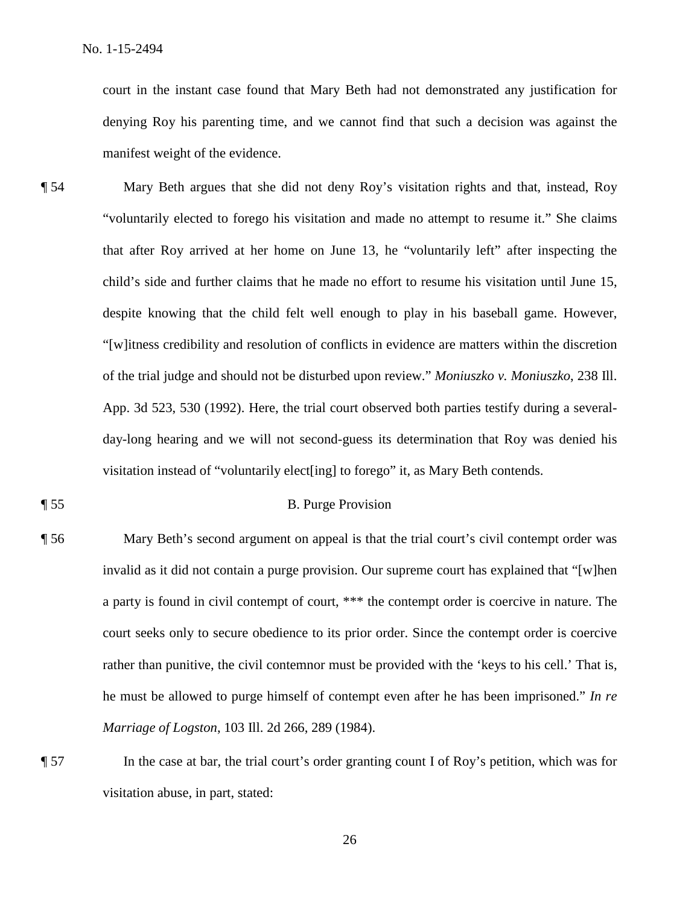court in the instant case found that Mary Beth had not demonstrated any justification for denying Roy his parenting time, and we cannot find that such a decision was against the manifest weight of the evidence.

¶ 54 Mary Beth argues that she did not deny Roy's visitation rights and that, instead, Roy "voluntarily elected to forego his visitation and made no attempt to resume it." She claims that after Roy arrived at her home on June 13, he "voluntarily left" after inspecting the child's side and further claims that he made no effort to resume his visitation until June 15, despite knowing that the child felt well enough to play in his baseball game. However, "[w]itness credibility and resolution of conflicts in evidence are matters within the discretion of the trial judge and should not be disturbed upon review." *Moniuszko v. Moniuszko*, 238 Ill. App. 3d 523, 530 (1992). Here, the trial court observed both parties testify during a several-day-long hearing and we will not second-guess its determination that Roy was denied his visitation instead of "voluntarily elect[ing] to forego" it, as Mary Beth contends.

¶ 55 B. Purge Provision

¶ 56 Mary Beth's second argument on appeal is that the trial court's civil contempt order was invalid as it did not contain a purge provision. Our supreme court has explained that "[w]hen a party is found in civil contempt of court, *** the contempt order is coercive in nature. The court seeks only to secure obedience to its prior order. Since the contempt order is coercive rather than punitive, the civil contemnor must be provided with the 'keys to his cell.' That is, he must be allowed to purge himself of contempt even after he has been imprisoned." *In re Marriage of Logston*, 103 Ill. 2d 266, 289 (1984).

¶ 57 In the case at bar, the trial court's order granting count I of Roy's petition, which was for visitation abuse, in part, stated: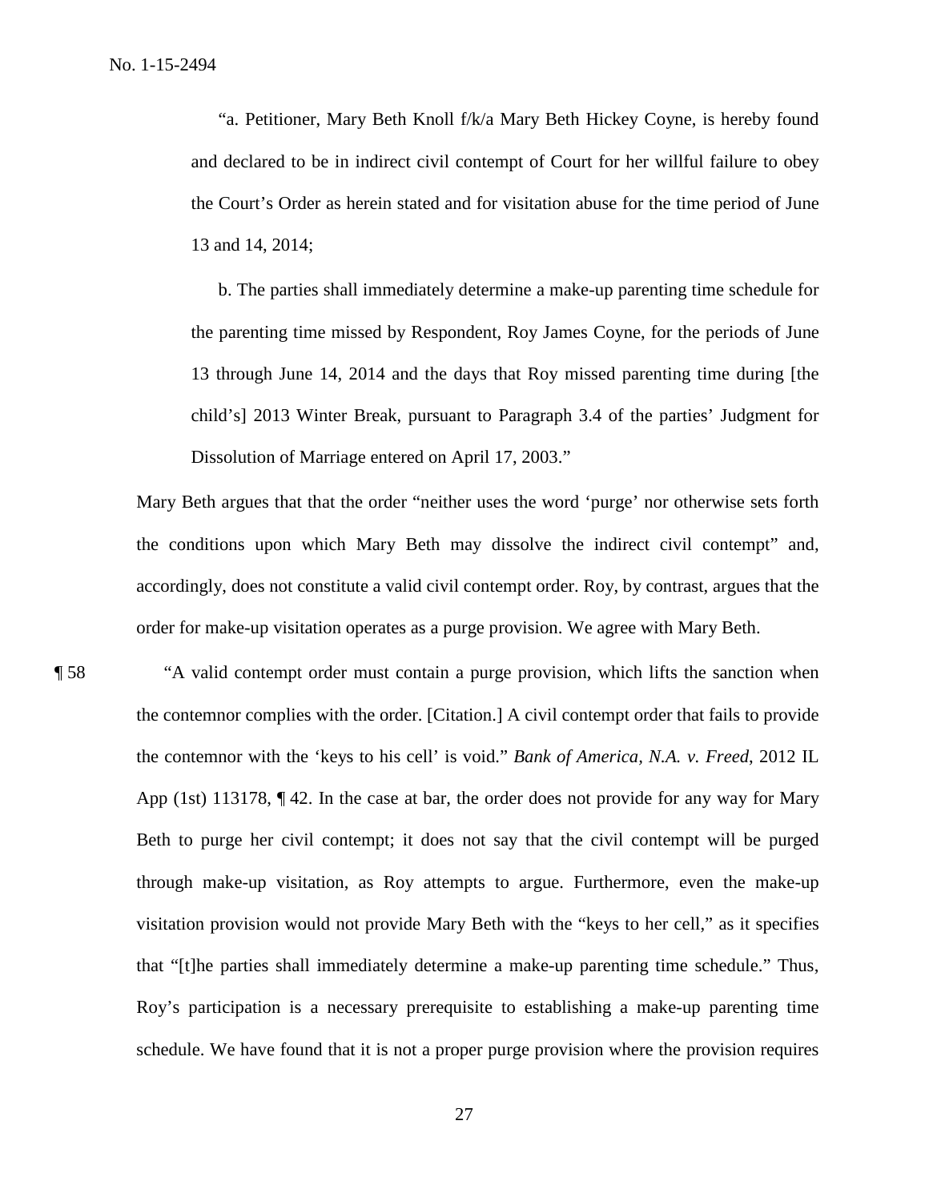> "a. Petitioner, Mary Beth Knoll f/k/a Mary Beth Hickey Coyne, is hereby found and declared to be in indirect civil contempt of Court for her willful failure to obey the Court's Order as herein stated and for visitation abuse for the time period of June 13 and 14, 2014;
>
> b. The parties shall immediately determine a make-up parenting time schedule for the parenting time missed by Respondent, Roy James Coyne, for the periods of June 13 through June 14, 2014 and the days that Roy missed parenting time during [the child's] 2013 Winter Break, pursuant to Paragraph 3.4 of the parties' Judgment for Dissolution of Marriage entered on April 17, 2003."

Mary Beth argues that that the order "neither uses the word 'purge' nor otherwise sets forth the conditions upon which Mary Beth may dissolve the indirect civil contempt" and, accordingly, does not constitute a valid civil contempt order. Roy, by contrast, argues that the order for make-up visitation operates as a purge provision. We agree with Mary Beth.

¶ 58 "A valid contempt order must contain a purge provision, which lifts the sanction when the contemnor complies with the order. [Citation.] A civil contempt order that fails to provide the contemnor with the 'keys to his cell' is void." *Bank of America, N.A. v. Freed*, 2012 IL App (1st) 113178, ¶ 42. In the case at bar, the order does not provide for any way for Mary Beth to purge her civil contempt; it does not say that the civil contempt will be purged through make-up visitation, as Roy attempts to argue. Furthermore, even the make-up visitation provision would not provide Mary Beth with the "keys to her cell," as it specifies that "[t]he parties shall immediately determine a make-up parenting time schedule." Thus, Roy's participation is a necessary prerequisite to establishing a make-up parenting time schedule. We have found that it is not a proper purge provision where the provision requires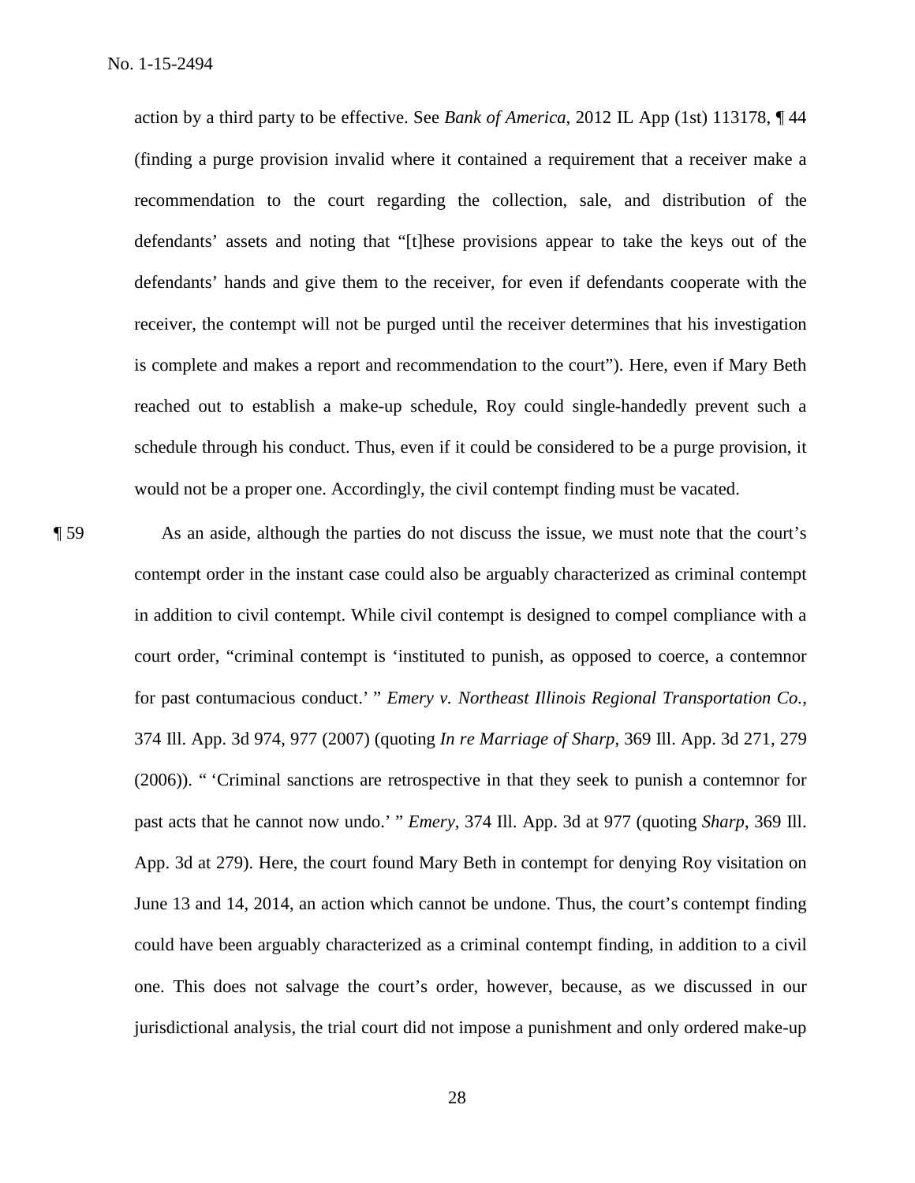action by a third party to be effective. See *Bank of America*, 2012 IL App (1st) 113178, ¶ 44 (finding a purge provision invalid where it contained a requirement that a receiver make a recommendation to the court regarding the collection, sale, and distribution of the defendants' assets and noting that "[t]hese provisions appear to take the keys out of the defendants' hands and give them to the receiver, for even if defendants cooperate with the receiver, the contempt will not be purged until the receiver determines that his investigation is complete and makes a report and recommendation to the court"). Here, even if Mary Beth reached out to establish a make-up schedule, Roy could single-handedly prevent such a schedule through his conduct. Thus, even if it could be considered to be a purge provision, it would not be a proper one. Accordingly, the civil contempt finding must be vacated.

¶ 59 As an aside, although the parties do not discuss the issue, we must note that the court's contempt order in the instant case could also be arguably characterized as criminal contempt in addition to civil contempt. While civil contempt is designed to compel compliance with a court order, "criminal contempt is 'instituted to punish, as opposed to coerce, a contemnor for past contumacious conduct.' " *Emery v. Northeast Illinois Regional Transportation Co.*, 374 Ill. App. 3d 974, 977 (2007) (quoting *In re Marriage of Sharp*, 369 Ill. App. 3d 271, 279 (2006)). " 'Criminal sanctions are retrospective in that they seek to punish a contemnor for past acts that he cannot now undo.' " *Emery*, 374 Ill. App. 3d at 977 (quoting *Sharp*, 369 Ill. App. 3d at 279). Here, the court found Mary Beth in contempt for denying Roy visitation on June 13 and 14, 2014, an action which cannot be undone. Thus, the court's contempt finding could have been arguably characterized as a criminal contempt finding, in addition to a civil one. This does not salvage the court's order, however, because, as we discussed in our jurisdictional analysis, the trial court did not impose a punishment and only ordered make-up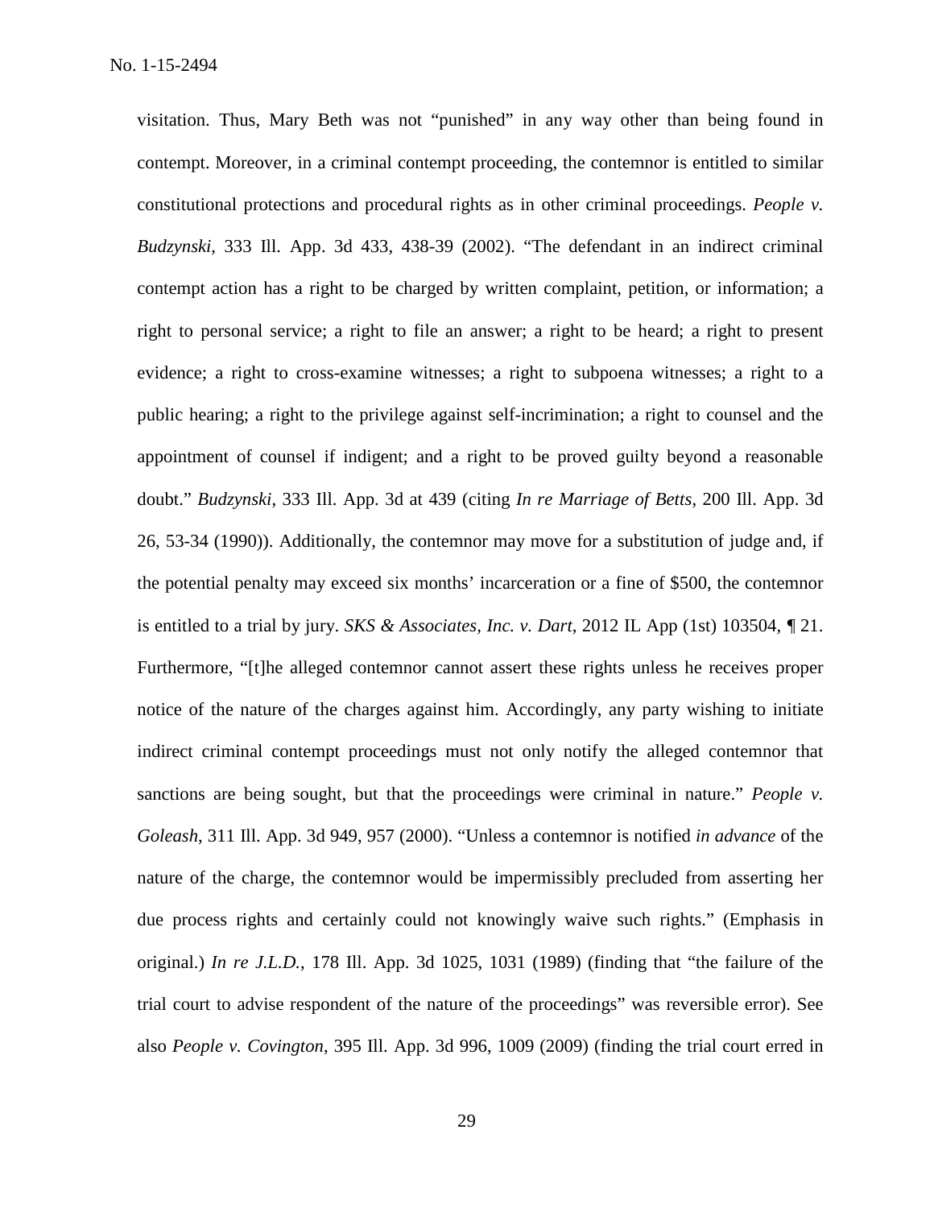visitation. Thus, Mary Beth was not "punished" in any way other than being found in contempt. Moreover, in a criminal contempt proceeding, the contemnor is entitled to similar constitutional protections and procedural rights as in other criminal proceedings. *People v. Budzynski*, 333 Ill. App. 3d 433, 438-39 (2002). "The defendant in an indirect criminal contempt action has a right to be charged by written complaint, petition, or information; a right to personal service; a right to file an answer; a right to be heard; a right to present evidence; a right to cross-examine witnesses; a right to subpoena witnesses; a right to a public hearing; a right to the privilege against self-incrimination; a right to counsel and the appointment of counsel if indigent; and a right to be proved guilty beyond a reasonable doubt." *Budzynski*, 333 Ill. App. 3d at 439 (citing *In re Marriage of Betts*, 200 Ill. App. 3d 26, 53-34 (1990)). Additionally, the contemnor may move for a substitution of judge and, if the potential penalty may exceed six months' incarceration or a fine of $500, the contemnor is entitled to a trial by jury. *SKS & Associates, Inc. v. Dart*, 2012 IL App (1st) 103504, ¶ 21. Furthermore, "[t]he alleged contemnor cannot assert these rights unless he receives proper notice of the nature of the charges against him. Accordingly, any party wishing to initiate indirect criminal contempt proceedings must not only notify the alleged contemnor that sanctions are being sought, but that the proceedings were criminal in nature." *People v. Goleash*, 311 Ill. App. 3d 949, 957 (2000). "Unless a contemnor is notified *in advance* of the nature of the charge, the contemnor would be impermissibly precluded from asserting her due process rights and certainly could not knowingly waive such rights." (Emphasis in original.) *In re J.L.D.*, 178 Ill. App. 3d 1025, 1031 (1989) (finding that "the failure of the trial court to advise respondent of the nature of the proceedings" was reversible error). See also *People v. Covington*, 395 Ill. App. 3d 996, 1009 (2009) (finding the trial court erred in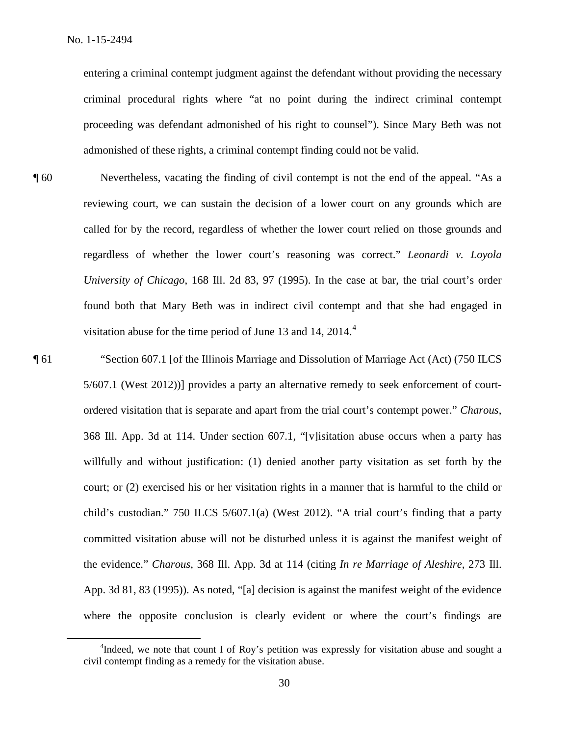entering a criminal contempt judgment against the defendant without providing the necessary criminal procedural rights where "at no point during the indirect criminal contempt proceeding was defendant admonished of his right to counsel"). Since Mary Beth was not admonished of these rights, a criminal contempt finding could not be valid.

¶ 60 Nevertheless, vacating the finding of civil contempt is not the end of the appeal. "As a reviewing court, we can sustain the decision of a lower court on any grounds which are called for by the record, regardless of whether the lower court relied on those grounds and regardless of whether the lower court's reasoning was correct." *Leonardi v. Loyola University of Chicago*, 168 Ill. 2d 83, 97 (1995). In the case at bar, the trial court's order found both that Mary Beth was in indirect civil contempt and that she had engaged in visitation abuse for the time period of June 13 and 14, 2014.[4]

¶ 61 "Section 607.1 [of the Illinois Marriage and Dissolution of Marriage Act (Act) (750 ILCS 5/607.1 (West 2012))] provides a party an alternative remedy to seek enforcement of court-ordered visitation that is separate and apart from the trial court's contempt power." *Charous*, 368 Ill. App. 3d at 114. Under section 607.1, "[v]isitation abuse occurs when a party has willfully and without justification: (1) denied another party visitation as set forth by the court; or (2) exercised his or her visitation rights in a manner that is harmful to the child or child's custodian." 750 ILCS 5/607.1(a) (West 2012). "A trial court's finding that a party committed visitation abuse will not be disturbed unless it is against the manifest weight of the evidence." *Charous*, 368 Ill. App. 3d at 114 (citing *In re Marriage of Aleshire*, 273 Ill. App. 3d 81, 83 (1995)). As noted, "[a] decision is against the manifest weight of the evidence where the opposite conclusion is clearly evident or where the court's findings are

---

[4] Indeed, we note that count I of Roy's petition was expressly for visitation abuse and sought a civil contempt finding as a remedy for the visitation abuse.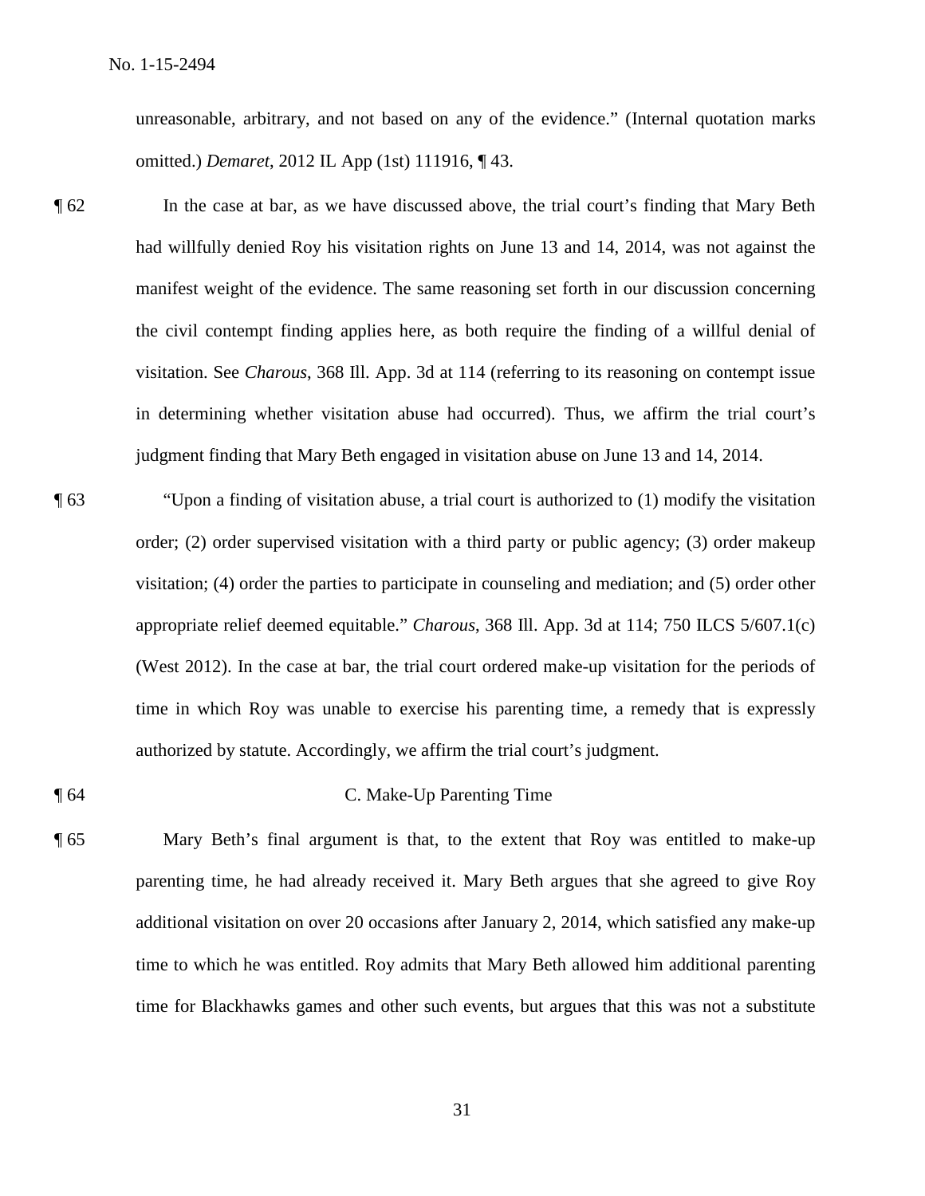unreasonable, arbitrary, and not based on any of the evidence." (Internal quotation marks omitted.) *Demaret*, 2012 IL App (1st) 111916, ¶ 43.

¶ 62 In the case at bar, as we have discussed above, the trial court's finding that Mary Beth had willfully denied Roy his visitation rights on June 13 and 14, 2014, was not against the manifest weight of the evidence. The same reasoning set forth in our discussion concerning the civil contempt finding applies here, as both require the finding of a willful denial of visitation. See *Charous*, 368 Ill. App. 3d at 114 (referring to its reasoning on contempt issue in determining whether visitation abuse had occurred). Thus, we affirm the trial court's judgment finding that Mary Beth engaged in visitation abuse on June 13 and 14, 2014.

¶ 63 "Upon a finding of visitation abuse, a trial court is authorized to (1) modify the visitation order; (2) order supervised visitation with a third party or public agency; (3) order makeup visitation; (4) order the parties to participate in counseling and mediation; and (5) order other appropriate relief deemed equitable." *Charous*, 368 Ill. App. 3d at 114; 750 ILCS 5/607.1(c) (West 2012). In the case at bar, the trial court ordered make-up visitation for the periods of time in which Roy was unable to exercise his parenting time, a remedy that is expressly authorized by statute. Accordingly, we affirm the trial court's judgment.

¶ 64 C. Make-Up Parenting Time

¶ 65 Mary Beth's final argument is that, to the extent that Roy was entitled to make-up parenting time, he had already received it. Mary Beth argues that she agreed to give Roy additional visitation on over 20 occasions after January 2, 2014, which satisfied any make-up time to which he was entitled. Roy admits that Mary Beth allowed him additional parenting time for Blackhawks games and other such events, but argues that this was not a substitute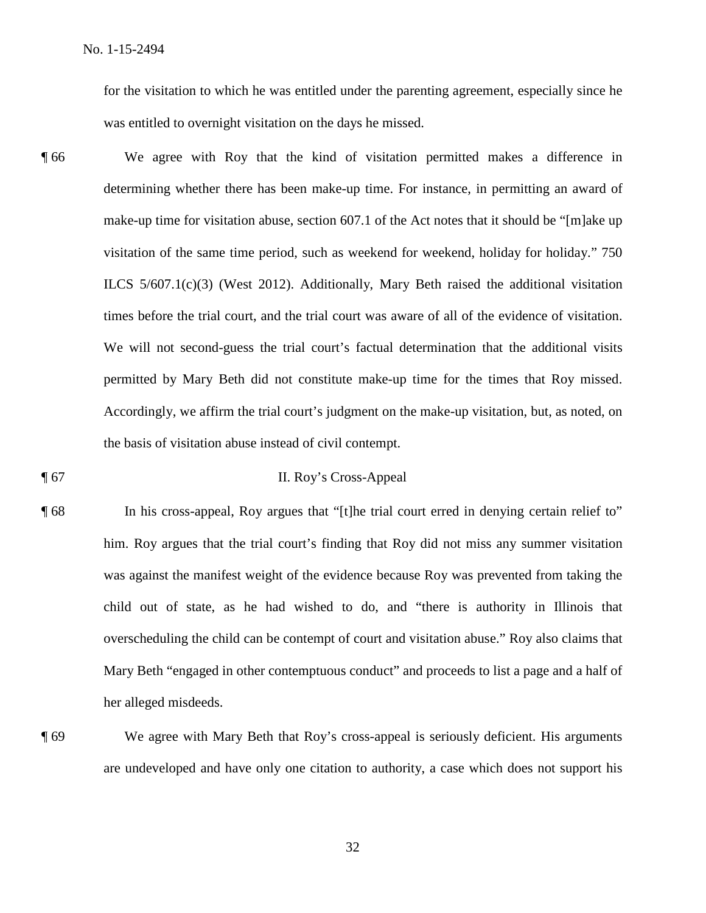for the visitation to which he was entitled under the parenting agreement, especially since he was entitled to overnight visitation on the days he missed.

¶ 66 We agree with Roy that the kind of visitation permitted makes a difference in determining whether there has been make-up time. For instance, in permitting an award of make-up time for visitation abuse, section 607.1 of the Act notes that it should be "[m]ake up visitation of the same time period, such as weekend for weekend, holiday for holiday." 750 ILCS 5/607.1(c)(3) (West 2012). Additionally, Mary Beth raised the additional visitation times before the trial court, and the trial court was aware of all of the evidence of visitation. We will not second-guess the trial court's factual determination that the additional visits permitted by Mary Beth did not constitute make-up time for the times that Roy missed. Accordingly, we affirm the trial court's judgment on the make-up visitation, but, as noted, on the basis of visitation abuse instead of civil contempt.

¶ 67 II. Roy's Cross-Appeal

¶ 68 In his cross-appeal, Roy argues that "[t]he trial court erred in denying certain relief to" him. Roy argues that the trial court's finding that Roy did not miss any summer visitation was against the manifest weight of the evidence because Roy was prevented from taking the child out of state, as he had wished to do, and "there is authority in Illinois that overscheduling the child can be contempt of court and visitation abuse." Roy also claims that Mary Beth "engaged in other contemptuous conduct" and proceeds to list a page and a half of her alleged misdeeds.

¶ 69 We agree with Mary Beth that Roy's cross-appeal is seriously deficient. His arguments are undeveloped and have only one citation to authority, a case which does not support his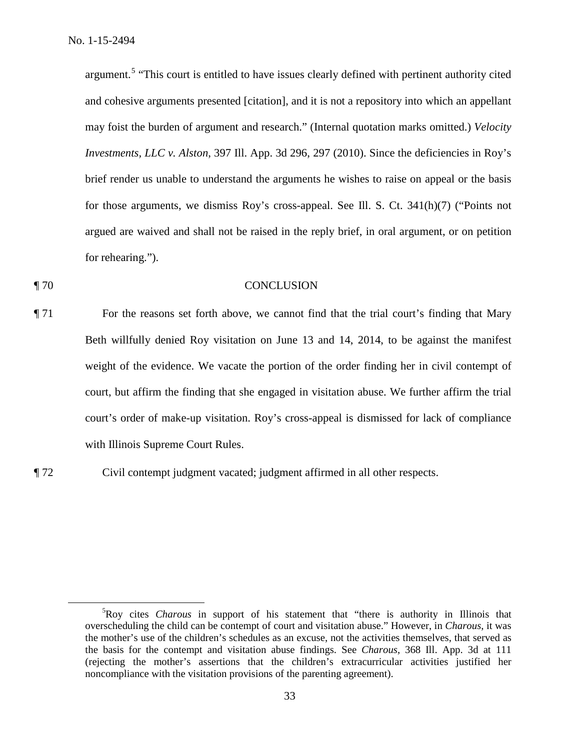argument.[5] "This court is entitled to have issues clearly defined with pertinent authority cited and cohesive arguments presented [citation], and it is not a repository into which an appellant may foist the burden of argument and research." (Internal quotation marks omitted.) *Velocity Investments, LLC v. Alston*, 397 Ill. App. 3d 296, 297 (2010). Since the deficiencies in Roy's brief render us unable to understand the arguments he wishes to raise on appeal or the basis for those arguments, we dismiss Roy's cross-appeal. See Ill. S. Ct. 341(h)(7) ("Points not argued are waived and shall not be raised in the reply brief, in oral argument, or on petition for rehearing.").

¶ 70 CONCLUSION

¶ 71 For the reasons set forth above, we cannot find that the trial court's finding that Mary Beth willfully denied Roy visitation on June 13 and 14, 2014, to be against the manifest weight of the evidence. We vacate the portion of the order finding her in civil contempt of court, but affirm the finding that she engaged in visitation abuse. We further affirm the trial court's order of make-up visitation. Roy's cross-appeal is dismissed for lack of compliance with Illinois Supreme Court Rules.

¶ 72 Civil contempt judgment vacated; judgment affirmed in all other respects.

---

[5]Roy cites *Charous* in support of his statement that "there is authority in Illinois that overscheduling the child can be contempt of court and visitation abuse." However, in *Charous*, it was the mother's use of the children's schedules as an excuse, not the activities themselves, that served as the basis for the contempt and visitation abuse findings. See *Charous*, 368 Ill. App. 3d at 111 (rejecting the mother's assertions that the children's extracurricular activities justified her noncompliance with the visitation provisions of the parenting agreement).